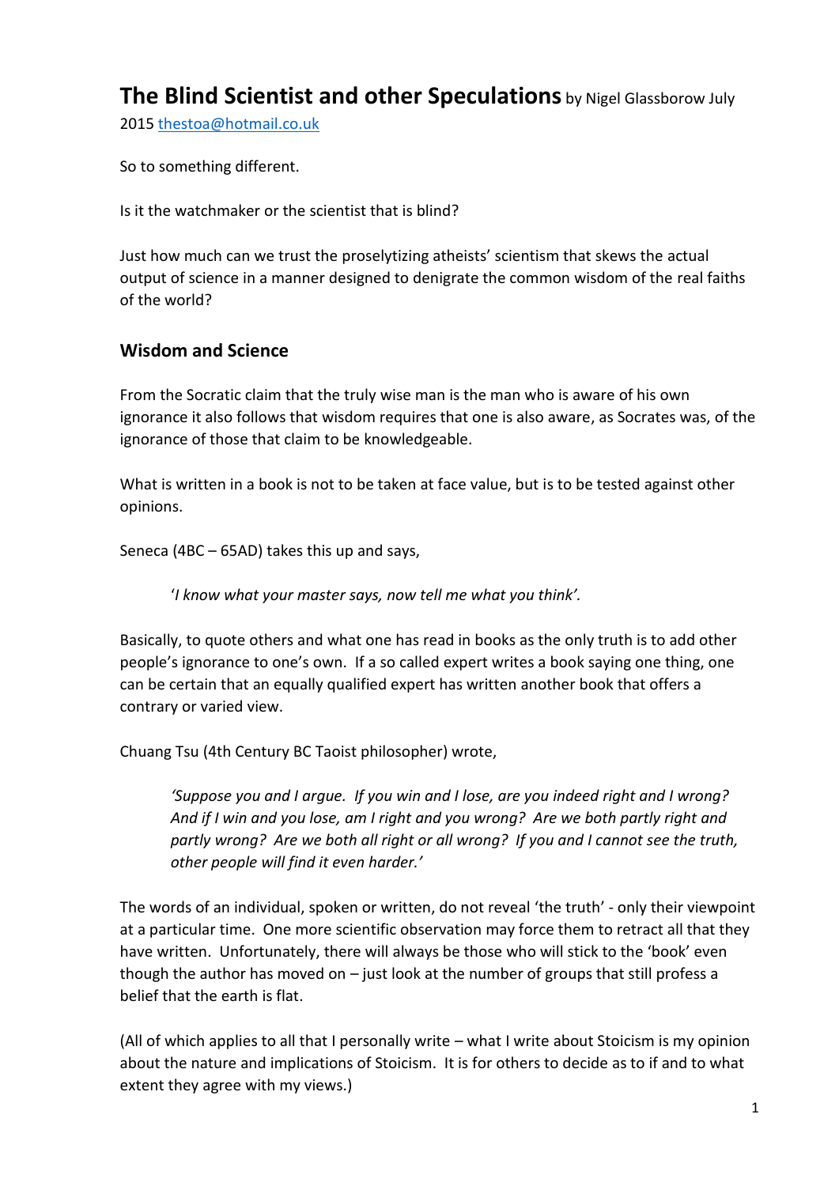# The Blind Scientist and other Speculations by Nigel Glassborow July 2015 thestoa@hotmail.co.uk

So to something different.

Is it the watchmaker or the scientist that is blind?

Just how much can we trust the proselytizing atheists' scientism that skews the actual output of science in a manner designed to denigrate the common wisdom of the real faiths of the world?

## Wisdom and Science

From the Socratic claim that the truly wise man is the man who is aware of his own ignorance it also follows that wisdom requires that one is also aware, as Socrates was, of the ignorance of those that claim to be knowledgeable.

What is written in a book is not to be taken at face value, but is to be tested against other opinions.

Seneca (4BC – 65AD) takes this up and says,

> '*I know what your master says, now tell me what you think'.*

Basically, to quote others and what one has read in books as the only truth is to add other people's ignorance to one's own. If a so called expert writes a book saying one thing, one can be certain that an equally qualified expert has written another book that offers a contrary or varied view.

Chuang Tsu (4th Century BC Taoist philosopher) wrote,

> *'Suppose you and I argue. If you win and I lose, are you indeed right and I wrong? And if I win and you lose, am I right and you wrong? Are we both partly right and partly wrong? Are we both all right or all wrong? If you and I cannot see the truth, other people will find it even harder.'*

The words of an individual, spoken or written, do not reveal 'the truth' - only their viewpoint at a particular time. One more scientific observation may force them to retract all that they have written. Unfortunately, there will always be those who will stick to the 'book' even though the author has moved on – just look at the number of groups that still profess a belief that the earth is flat.

(All of which applies to all that I personally write – what I write about Stoicism is my opinion about the nature and implications of Stoicism. It is for others to decide as to if and to what extent they agree with my views.)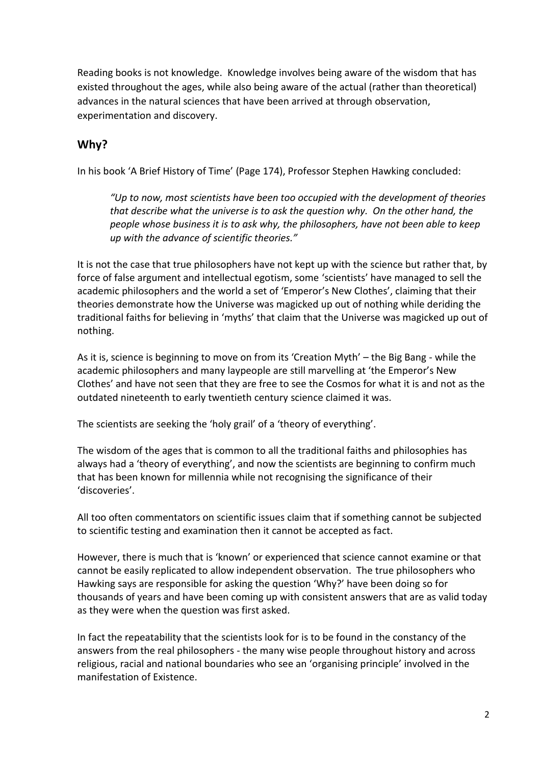Reading books is not knowledge. Knowledge involves being aware of the wisdom that has existed throughout the ages, while also being aware of the actual (rather than theoretical) advances in the natural sciences that have been arrived at through observation, experimentation and discovery.

## Why?

In his book 'A Brief History of Time' (Page 174), Professor Stephen Hawking concluded:

> *"Up to now, most scientists have been too occupied with the development of theories that describe what the universe is to ask the question why. On the other hand, the people whose business it is to ask why, the philosophers, have not been able to keep up with the advance of scientific theories."*

It is not the case that true philosophers have not kept up with the science but rather that, by force of false argument and intellectual egotism, some 'scientists' have managed to sell the academic philosophers and the world a set of 'Emperor's New Clothes', claiming that their theories demonstrate how the Universe was magicked up out of nothing while deriding the traditional faiths for believing in 'myths' that claim that the Universe was magicked up out of nothing.

As it is, science is beginning to move on from its 'Creation Myth' – the Big Bang - while the academic philosophers and many laypeople are still marvelling at 'the Emperor's New Clothes' and have not seen that they are free to see the Cosmos for what it is and not as the outdated nineteenth to early twentieth century science claimed it was.

The scientists are seeking the 'holy grail' of a 'theory of everything'.

The wisdom of the ages that is common to all the traditional faiths and philosophies has always had a 'theory of everything', and now the scientists are beginning to confirm much that has been known for millennia while not recognising the significance of their 'discoveries'.

All too often commentators on scientific issues claim that if something cannot be subjected to scientific testing and examination then it cannot be accepted as fact.

However, there is much that is 'known' or experienced that science cannot examine or that cannot be easily replicated to allow independent observation. The true philosophers who Hawking says are responsible for asking the question 'Why?' have been doing so for thousands of years and have been coming up with consistent answers that are as valid today as they were when the question was first asked.

In fact the repeatability that the scientists look for is to be found in the constancy of the answers from the real philosophers - the many wise people throughout history and across religious, racial and national boundaries who see an 'organising principle' involved in the manifestation of Existence.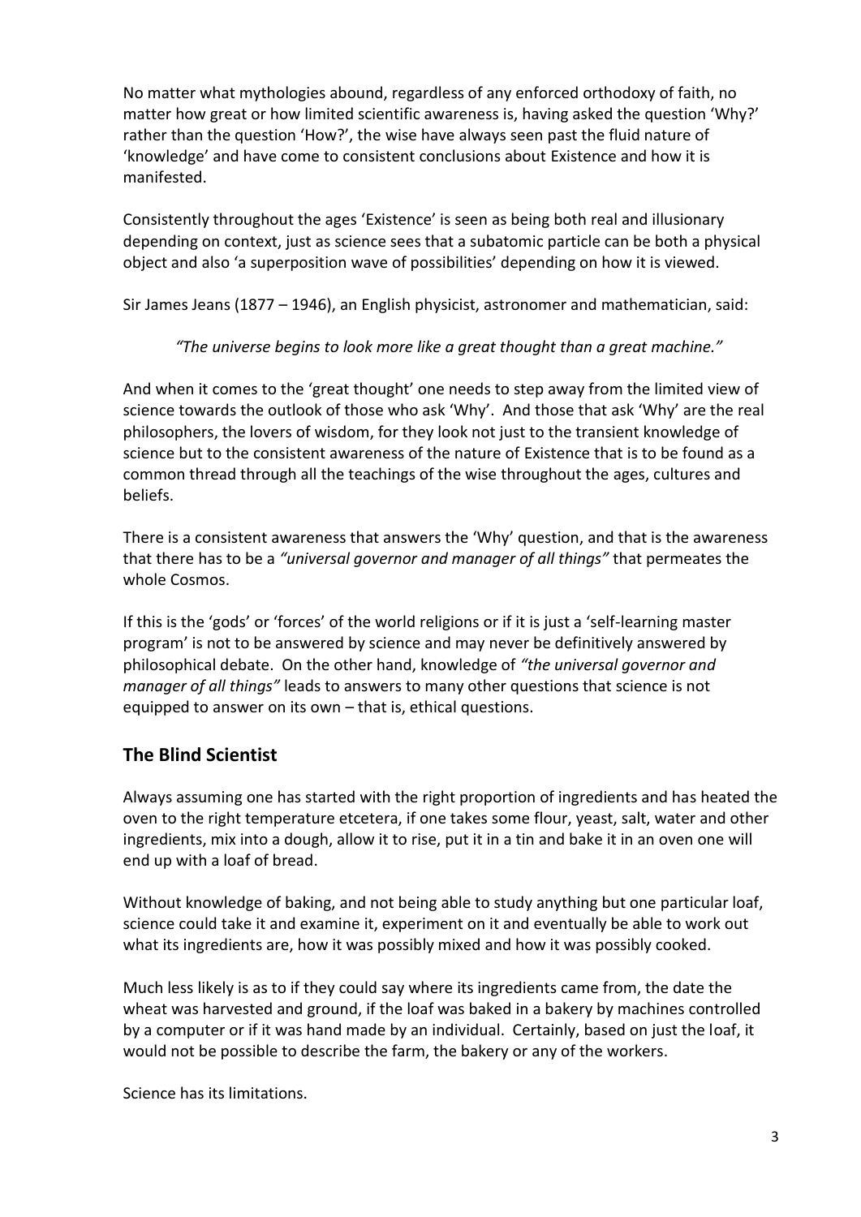No matter what mythologies abound, regardless of any enforced orthodoxy of faith, no matter how great or how limited scientific awareness is, having asked the question 'Why?' rather than the question 'How?', the wise have always seen past the fluid nature of 'knowledge' and have come to consistent conclusions about Existence and how it is manifested.

Consistently throughout the ages 'Existence' is seen as being both real and illusionary depending on context, just as science sees that a subatomic particle can be both a physical object and also 'a superposition wave of possibilities' depending on how it is viewed.

Sir James Jeans (1877 – 1946), an English physicist, astronomer and mathematician, said:

> *"The universe begins to look more like a great thought than a great machine."*

And when it comes to the 'great thought' one needs to step away from the limited view of science towards the outlook of those who ask 'Why'. And those that ask 'Why' are the real philosophers, the lovers of wisdom, for they look not just to the transient knowledge of science but to the consistent awareness of the nature of Existence that is to be found as a common thread through all the teachings of the wise throughout the ages, cultures and beliefs.

There is a consistent awareness that answers the 'Why' question, and that is the awareness that there has to be a *"universal governor and manager of all things"* that permeates the whole Cosmos.

If this is the 'gods' or 'forces' of the world religions or if it is just a 'self-learning master program' is not to be answered by science and may never be definitively answered by philosophical debate. On the other hand, knowledge of *"the universal governor and manager of all things"* leads to answers to many other questions that science is not equipped to answer on its own – that is, ethical questions.

## The Blind Scientist

Always assuming one has started with the right proportion of ingredients and has heated the oven to the right temperature etcetera, if one takes some flour, yeast, salt, water and other ingredients, mix into a dough, allow it to rise, put it in a tin and bake it in an oven one will end up with a loaf of bread.

Without knowledge of baking, and not being able to study anything but one particular loaf, science could take it and examine it, experiment on it and eventually be able to work out what its ingredients are, how it was possibly mixed and how it was possibly cooked.

Much less likely is as to if they could say where its ingredients came from, the date the wheat was harvested and ground, if the loaf was baked in a bakery by machines controlled by a computer or if it was hand made by an individual. Certainly, based on just the loaf, it would not be possible to describe the farm, the bakery or any of the workers.

Science has its limitations.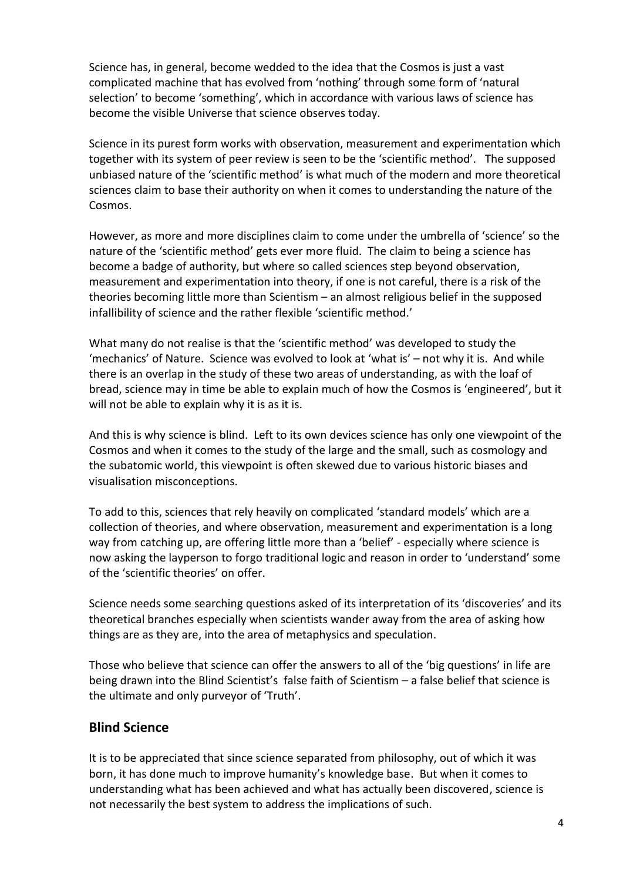Science has, in general, become wedded to the idea that the Cosmos is just a vast complicated machine that has evolved from 'nothing' through some form of 'natural selection' to become 'something', which in accordance with various laws of science has become the visible Universe that science observes today.

Science in its purest form works with observation, measurement and experimentation which together with its system of peer review is seen to be the 'scientific method'. The supposed unbiased nature of the 'scientific method' is what much of the modern and more theoretical sciences claim to base their authority on when it comes to understanding the nature of the Cosmos.

However, as more and more disciplines claim to come under the umbrella of 'science' so the nature of the 'scientific method' gets ever more fluid. The claim to being a science has become a badge of authority, but where so called sciences step beyond observation, measurement and experimentation into theory, if one is not careful, there is a risk of the theories becoming little more than Scientism – an almost religious belief in the supposed infallibility of science and the rather flexible 'scientific method.'

What many do not realise is that the 'scientific method' was developed to study the 'mechanics' of Nature. Science was evolved to look at 'what is' – not why it is. And while there is an overlap in the study of these two areas of understanding, as with the loaf of bread, science may in time be able to explain much of how the Cosmos is 'engineered', but it will not be able to explain why it is as it is.

And this is why science is blind. Left to its own devices science has only one viewpoint of the Cosmos and when it comes to the study of the large and the small, such as cosmology and the subatomic world, this viewpoint is often skewed due to various historic biases and visualisation misconceptions.

To add to this, sciences that rely heavily on complicated 'standard models' which are a collection of theories, and where observation, measurement and experimentation is a long way from catching up, are offering little more than a 'belief' - especially where science is now asking the layperson to forgo traditional logic and reason in order to 'understand' some of the 'scientific theories' on offer.

Science needs some searching questions asked of its interpretation of its 'discoveries' and its theoretical branches especially when scientists wander away from the area of asking how things are as they are, into the area of metaphysics and speculation.

Those who believe that science can offer the answers to all of the 'big questions' in life are being drawn into the Blind Scientist's false faith of Scientism – a false belief that science is the ultimate and only purveyor of 'Truth'.

## Blind Science

It is to be appreciated that since science separated from philosophy, out of which it was born, it has done much to improve humanity's knowledge base. But when it comes to understanding what has been achieved and what has actually been discovered, science is not necessarily the best system to address the implications of such.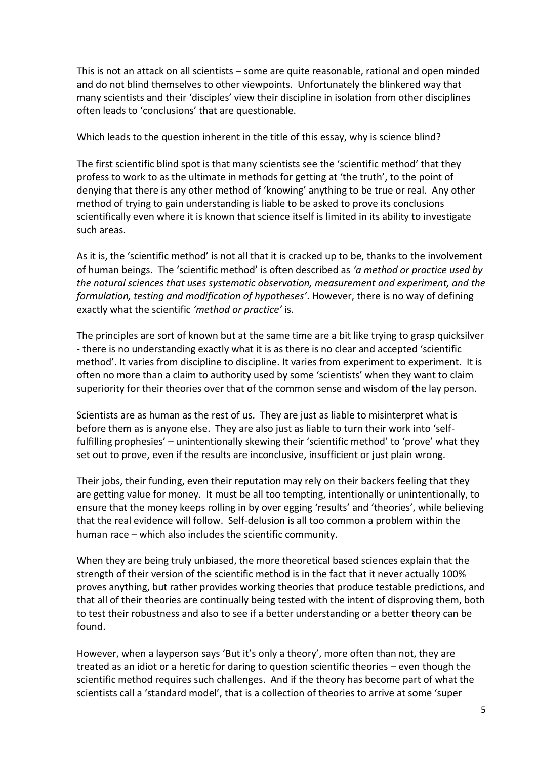This is not an attack on all scientists – some are quite reasonable, rational and open minded and do not blind themselves to other viewpoints. Unfortunately the blinkered way that many scientists and their 'disciples' view their discipline in isolation from other disciplines often leads to 'conclusions' that are questionable.

Which leads to the question inherent in the title of this essay, why is science blind?

The first scientific blind spot is that many scientists see the 'scientific method' that they profess to work to as the ultimate in methods for getting at 'the truth', to the point of denying that there is any other method of 'knowing' anything to be true or real. Any other method of trying to gain understanding is liable to be asked to prove its conclusions scientifically even where it is known that science itself is limited in its ability to investigate such areas.

As it is, the 'scientific method' is not all that it is cracked up to be, thanks to the involvement of human beings. The 'scientific method' is often described as *'a method or practice used by the natural sciences that uses systematic observation, measurement and experiment, and the formulation, testing and modification of hypotheses'*. However, there is no way of defining exactly what the scientific *'method or practice'* is.

The principles are sort of known but at the same time are a bit like trying to grasp quicksilver - there is no understanding exactly what it is as there is no clear and accepted 'scientific method'. It varies from discipline to discipline. It varies from experiment to experiment. It is often no more than a claim to authority used by some 'scientists' when they want to claim superiority for their theories over that of the common sense and wisdom of the lay person.

Scientists are as human as the rest of us. They are just as liable to misinterpret what is before them as is anyone else. They are also just as liable to turn their work into 'self-fulfilling prophesies' – unintentionally skewing their 'scientific method' to 'prove' what they set out to prove, even if the results are inconclusive, insufficient or just plain wrong.

Their jobs, their funding, even their reputation may rely on their backers feeling that they are getting value for money. It must be all too tempting, intentionally or unintentionally, to ensure that the money keeps rolling in by over egging 'results' and 'theories', while believing that the real evidence will follow. Self-delusion is all too common a problem within the human race – which also includes the scientific community.

When they are being truly unbiased, the more theoretical based sciences explain that the strength of their version of the scientific method is in the fact that it never actually 100% proves anything, but rather provides working theories that produce testable predictions, and that all of their theories are continually being tested with the intent of disproving them, both to test their robustness and also to see if a better understanding or a better theory can be found.

However, when a layperson says 'But it's only a theory', more often than not, they are treated as an idiot or a heretic for daring to question scientific theories – even though the scientific method requires such challenges. And if the theory has become part of what the scientists call a 'standard model', that is a collection of theories to arrive at some 'super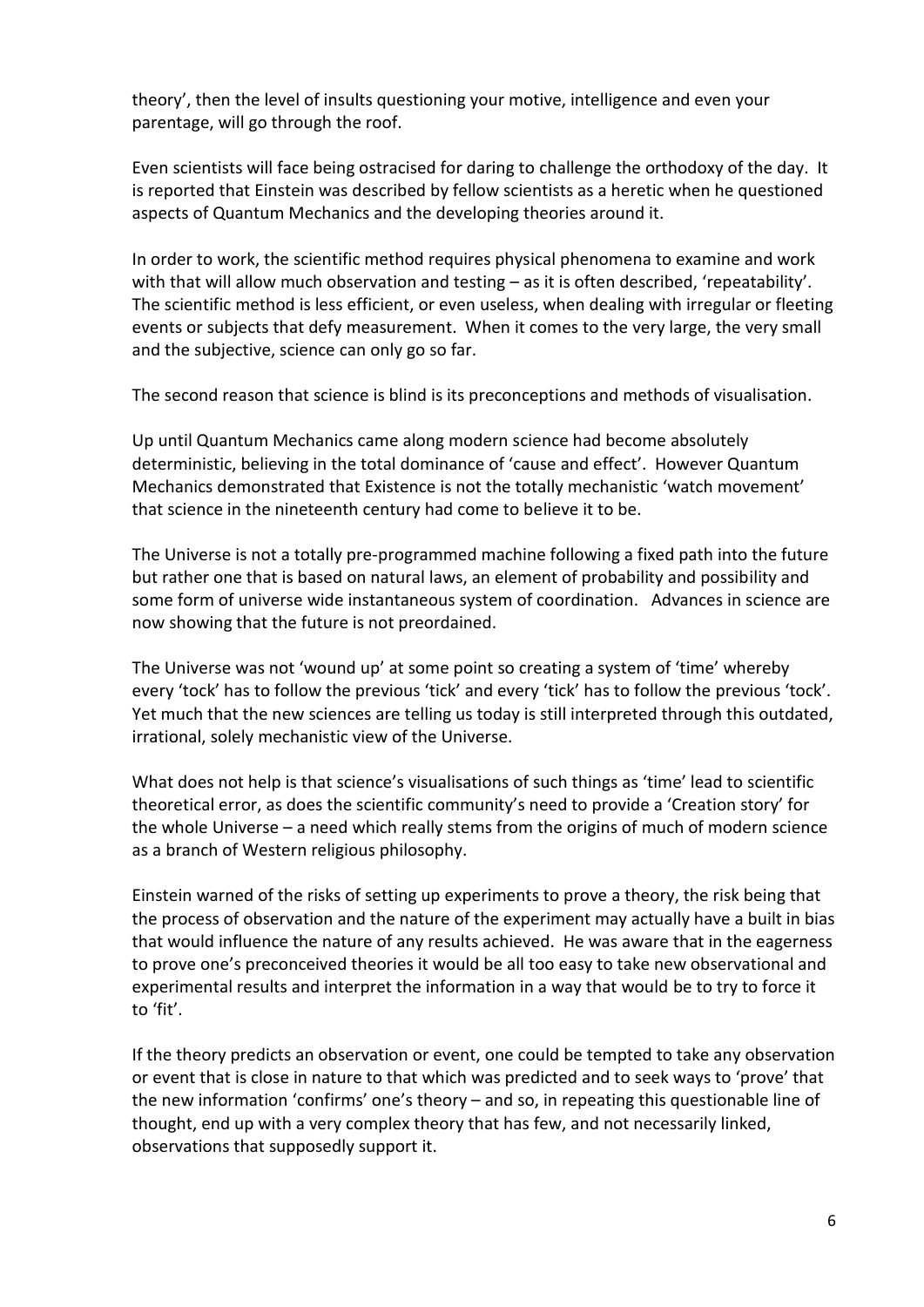theory', then the level of insults questioning your motive, intelligence and even your parentage, will go through the roof.

Even scientists will face being ostracised for daring to challenge the orthodoxy of the day. It is reported that Einstein was described by fellow scientists as a heretic when he questioned aspects of Quantum Mechanics and the developing theories around it.

In order to work, the scientific method requires physical phenomena to examine and work with that will allow much observation and testing – as it is often described, 'repeatability'. The scientific method is less efficient, or even useless, when dealing with irregular or fleeting events or subjects that defy measurement. When it comes to the very large, the very small and the subjective, science can only go so far.

The second reason that science is blind is its preconceptions and methods of visualisation.

Up until Quantum Mechanics came along modern science had become absolutely deterministic, believing in the total dominance of 'cause and effect'. However Quantum Mechanics demonstrated that Existence is not the totally mechanistic 'watch movement' that science in the nineteenth century had come to believe it to be.

The Universe is not a totally pre-programmed machine following a fixed path into the future but rather one that is based on natural laws, an element of probability and possibility and some form of universe wide instantaneous system of coordination. Advances in science are now showing that the future is not preordained.

The Universe was not 'wound up' at some point so creating a system of 'time' whereby every 'tock' has to follow the previous 'tick' and every 'tick' has to follow the previous 'tock'. Yet much that the new sciences are telling us today is still interpreted through this outdated, irrational, solely mechanistic view of the Universe.

What does not help is that science's visualisations of such things as 'time' lead to scientific theoretical error, as does the scientific community's need to provide a 'Creation story' for the whole Universe – a need which really stems from the origins of much of modern science as a branch of Western religious philosophy.

Einstein warned of the risks of setting up experiments to prove a theory, the risk being that the process of observation and the nature of the experiment may actually have a built in bias that would influence the nature of any results achieved. He was aware that in the eagerness to prove one's preconceived theories it would be all too easy to take new observational and experimental results and interpret the information in a way that would be to try to force it to 'fit'.

If the theory predicts an observation or event, one could be tempted to take any observation or event that is close in nature to that which was predicted and to seek ways to 'prove' that the new information 'confirms' one's theory – and so, in repeating this questionable line of thought, end up with a very complex theory that has few, and not necessarily linked, observations that supposedly support it.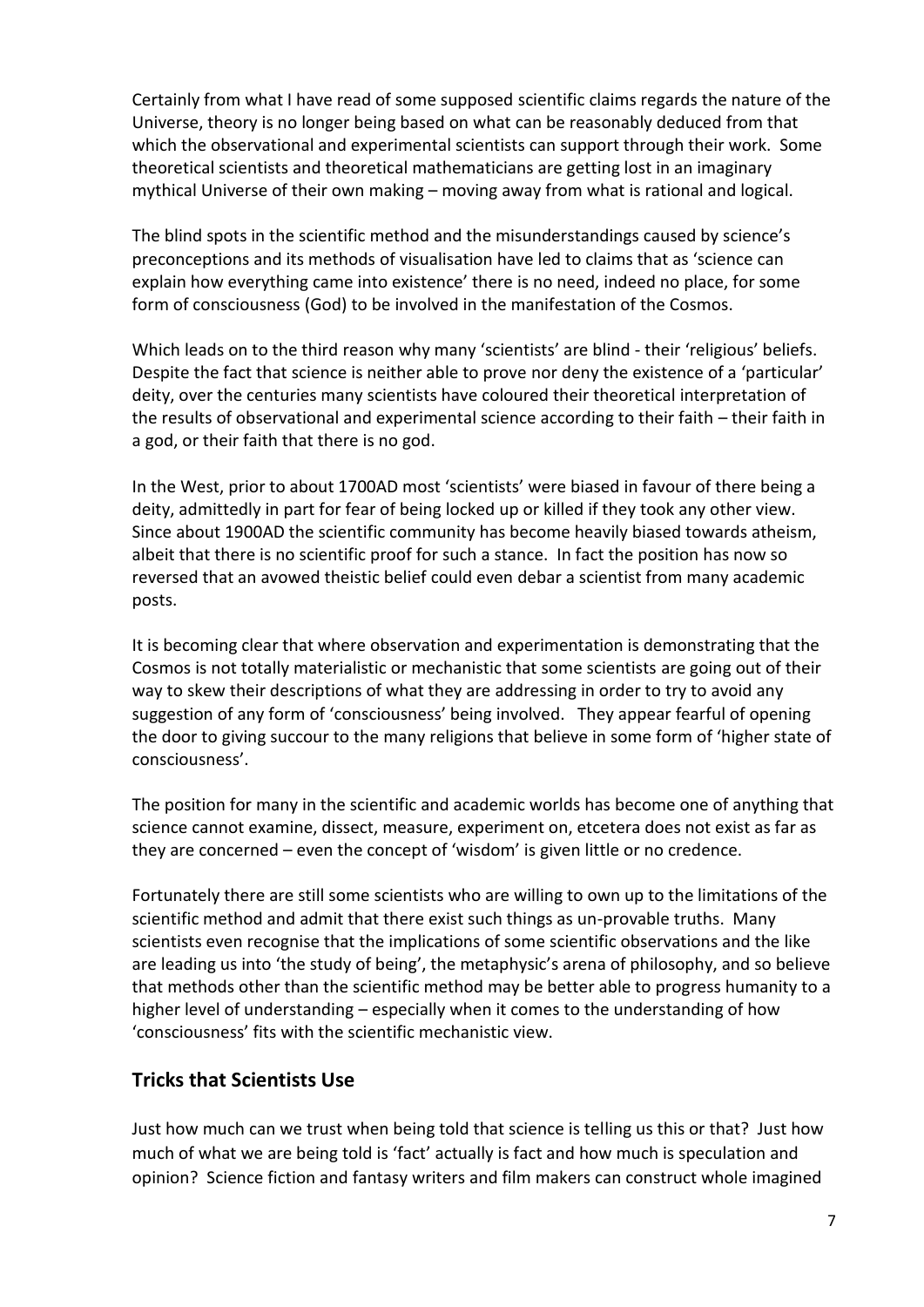Certainly from what I have read of some supposed scientific claims regards the nature of the Universe, theory is no longer being based on what can be reasonably deduced from that which the observational and experimental scientists can support through their work. Some theoretical scientists and theoretical mathematicians are getting lost in an imaginary mythical Universe of their own making – moving away from what is rational and logical.

The blind spots in the scientific method and the misunderstandings caused by science's preconceptions and its methods of visualisation have led to claims that as 'science can explain how everything came into existence' there is no need, indeed no place, for some form of consciousness (God) to be involved in the manifestation of the Cosmos.

Which leads on to the third reason why many 'scientists' are blind - their 'religious' beliefs. Despite the fact that science is neither able to prove nor deny the existence of a 'particular' deity, over the centuries many scientists have coloured their theoretical interpretation of the results of observational and experimental science according to their faith – their faith in a god, or their faith that there is no god.

In the West, prior to about 1700AD most 'scientists' were biased in favour of there being a deity, admittedly in part for fear of being locked up or killed if they took any other view. Since about 1900AD the scientific community has become heavily biased towards atheism, albeit that there is no scientific proof for such a stance. In fact the position has now so reversed that an avowed theistic belief could even debar a scientist from many academic posts.

It is becoming clear that where observation and experimentation is demonstrating that the Cosmos is not totally materialistic or mechanistic that some scientists are going out of their way to skew their descriptions of what they are addressing in order to try to avoid any suggestion of any form of 'consciousness' being involved. They appear fearful of opening the door to giving succour to the many religions that believe in some form of 'higher state of consciousness'.

The position for many in the scientific and academic worlds has become one of anything that science cannot examine, dissect, measure, experiment on, etcetera does not exist as far as they are concerned – even the concept of 'wisdom' is given little or no credence.

Fortunately there are still some scientists who are willing to own up to the limitations of the scientific method and admit that there exist such things as un-provable truths. Many scientists even recognise that the implications of some scientific observations and the like are leading us into 'the study of being', the metaphysic's arena of philosophy, and so believe that methods other than the scientific method may be better able to progress humanity to a higher level of understanding – especially when it comes to the understanding of how 'consciousness' fits with the scientific mechanistic view.

## Tricks that Scientists Use

Just how much can we trust when being told that science is telling us this or that? Just how much of what we are being told is 'fact' actually is fact and how much is speculation and opinion? Science fiction and fantasy writers and film makers can construct whole imagined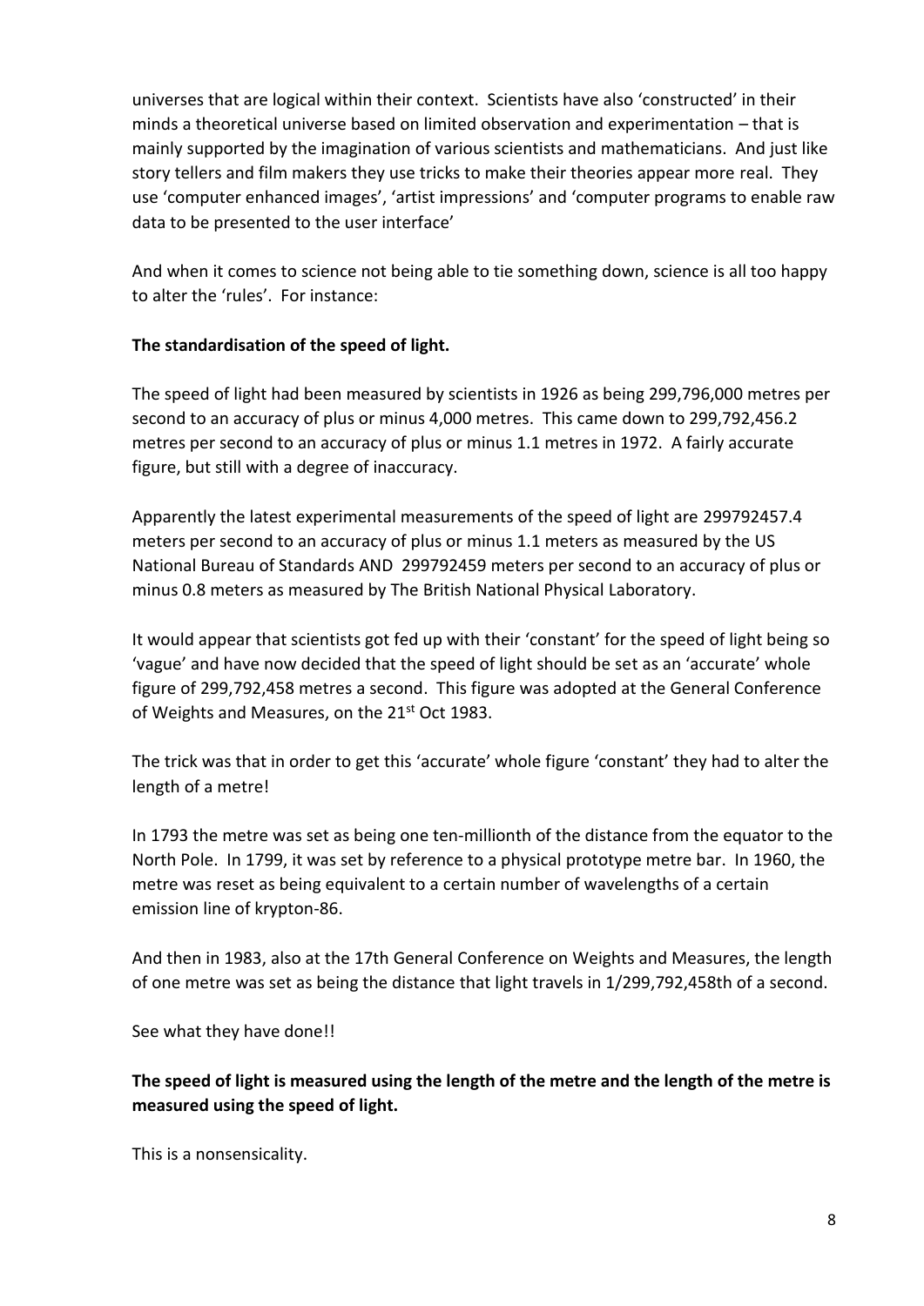universes that are logical within their context. Scientists have also 'constructed' in their minds a theoretical universe based on limited observation and experimentation – that is mainly supported by the imagination of various scientists and mathematicians. And just like story tellers and film makers they use tricks to make their theories appear more real. They use 'computer enhanced images', 'artist impressions' and 'computer programs to enable raw data to be presented to the user interface'

And when it comes to science not being able to tie something down, science is all too happy to alter the 'rules'. For instance:

**The standardisation of the speed of light.**

The speed of light had been measured by scientists in 1926 as being 299,796,000 metres per second to an accuracy of plus or minus 4,000 metres. This came down to 299,792,456.2 metres per second to an accuracy of plus or minus 1.1 metres in 1972. A fairly accurate figure, but still with a degree of inaccuracy.

Apparently the latest experimental measurements of the speed of light are 299792457.4 meters per second to an accuracy of plus or minus 1.1 meters as measured by the US National Bureau of Standards AND 299792459 meters per second to an accuracy of plus or minus 0.8 meters as measured by The British National Physical Laboratory.

It would appear that scientists got fed up with their 'constant' for the speed of light being so 'vague' and have now decided that the speed of light should be set as an 'accurate' whole figure of 299,792,458 metres a second. This figure was adopted at the General Conference of Weights and Measures, on the 21st Oct 1983.

The trick was that in order to get this 'accurate' whole figure 'constant' they had to alter the length of a metre!

In 1793 the metre was set as being one ten-millionth of the distance from the equator to the North Pole. In 1799, it was set by reference to a physical prototype metre bar. In 1960, the metre was reset as being equivalent to a certain number of wavelengths of a certain emission line of krypton-86.

And then in 1983, also at the 17th General Conference on Weights and Measures, the length of one metre was set as being the distance that light travels in 1/299,792,458th of a second.

See what they have done!!

**The speed of light is measured using the length of the metre and the length of the metre is measured using the speed of light.**

This is a nonsensicality.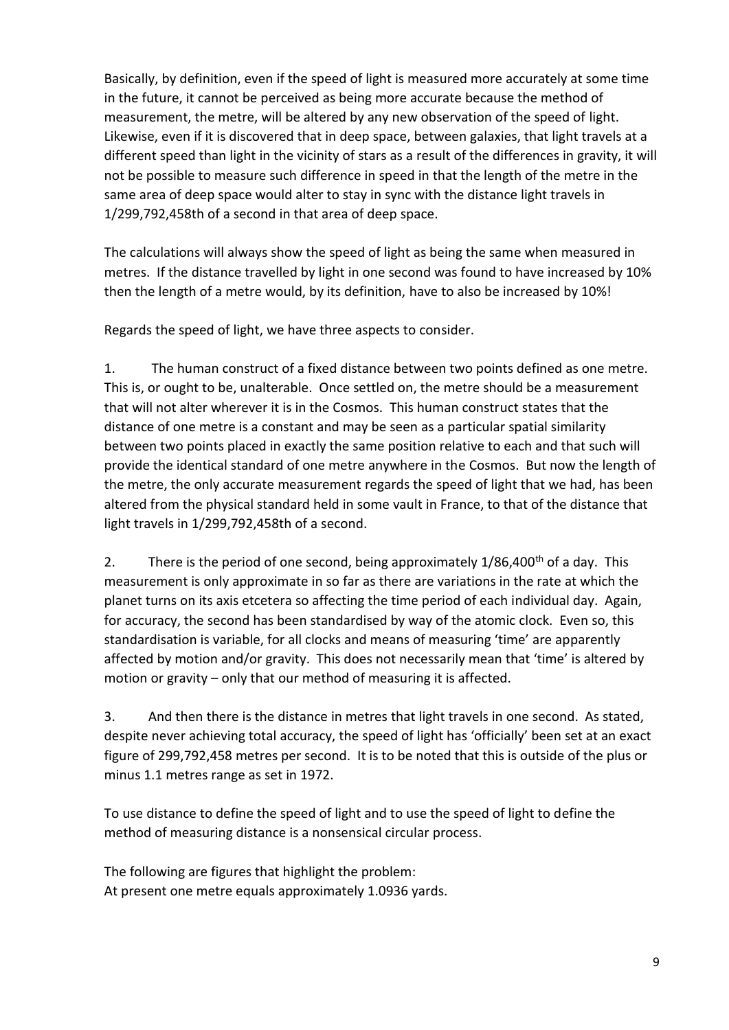Basically, by definition, even if the speed of light is measured more accurately at some time in the future, it cannot be perceived as being more accurate because the method of measurement, the metre, will be altered by any new observation of the speed of light. Likewise, even if it is discovered that in deep space, between galaxies, that light travels at a different speed than light in the vicinity of stars as a result of the differences in gravity, it will not be possible to measure such difference in speed in that the length of the metre in the same area of deep space would alter to stay in sync with the distance light travels in 1/299,792,458th of a second in that area of deep space.

The calculations will always show the speed of light as being the same when measured in metres. If the distance travelled by light in one second was found to have increased by 10% then the length of a metre would, by its definition, have to also be increased by 10%!

Regards the speed of light, we have three aspects to consider.

1. The human construct of a fixed distance between two points defined as one metre. This is, or ought to be, unalterable. Once settled on, the metre should be a measurement that will not alter wherever it is in the Cosmos. This human construct states that the distance of one metre is a constant and may be seen as a particular spatial similarity between two points placed in exactly the same position relative to each and that such will provide the identical standard of one metre anywhere in the Cosmos. But now the length of the metre, the only accurate measurement regards the speed of light that we had, has been altered from the physical standard held in some vault in France, to that of the distance that light travels in 1/299,792,458th of a second.

2. There is the period of one second, being approximately 1/86,400th of a day. This measurement is only approximate in so far as there are variations in the rate at which the planet turns on its axis etcetera so affecting the time period of each individual day. Again, for accuracy, the second has been standardised by way of the atomic clock. Even so, this standardisation is variable, for all clocks and means of measuring 'time' are apparently affected by motion and/or gravity. This does not necessarily mean that 'time' is altered by motion or gravity – only that our method of measuring it is affected.

3. And then there is the distance in metres that light travels in one second. As stated, despite never achieving total accuracy, the speed of light has 'officially' been set at an exact figure of 299,792,458 metres per second. It is to be noted that this is outside of the plus or minus 1.1 metres range as set in 1972.

To use distance to define the speed of light and to use the speed of light to define the method of measuring distance is a nonsensical circular process.

The following are figures that highlight the problem:
At present one metre equals approximately 1.0936 yards.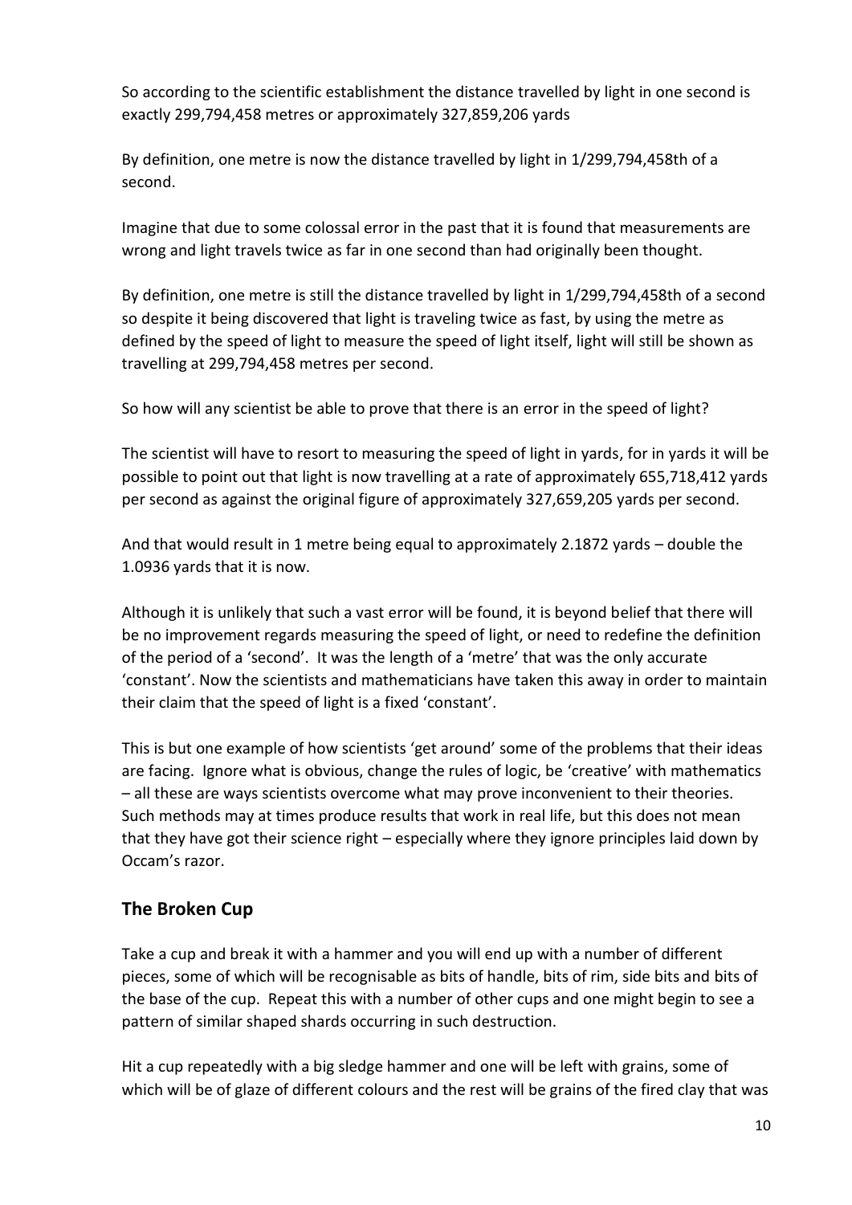So according to the scientific establishment the distance travelled by light in one second is exactly 299,794,458 metres or approximately 327,859,206 yards

By definition, one metre is now the distance travelled by light in 1/299,794,458th of a second.

Imagine that due to some colossal error in the past that it is found that measurements are wrong and light travels twice as far in one second than had originally been thought.

By definition, one metre is still the distance travelled by light in 1/299,794,458th of a second so despite it being discovered that light is traveling twice as fast, by using the metre as defined by the speed of light to measure the speed of light itself, light will still be shown as travelling at 299,794,458 metres per second.

So how will any scientist be able to prove that there is an error in the speed of light?

The scientist will have to resort to measuring the speed of light in yards, for in yards it will be possible to point out that light is now travelling at a rate of approximately 655,718,412 yards per second as against the original figure of approximately 327,659,205 yards per second.

And that would result in 1 metre being equal to approximately 2.1872 yards – double the 1.0936 yards that it is now.

Although it is unlikely that such a vast error will be found, it is beyond belief that there will be no improvement regards measuring the speed of light, or need to redefine the definition of the period of a 'second'. It was the length of a 'metre' that was the only accurate 'constant'. Now the scientists and mathematicians have taken this away in order to maintain their claim that the speed of light is a fixed 'constant'.

This is but one example of how scientists 'get around' some of the problems that their ideas are facing. Ignore what is obvious, change the rules of logic, be 'creative' with mathematics – all these are ways scientists overcome what may prove inconvenient to their theories. Such methods may at times produce results that work in real life, but this does not mean that they have got their science right – especially where they ignore principles laid down by Occam's razor.

## The Broken Cup

Take a cup and break it with a hammer and you will end up with a number of different pieces, some of which will be recognisable as bits of handle, bits of rim, side bits and bits of the base of the cup. Repeat this with a number of other cups and one might begin to see a pattern of similar shaped shards occurring in such destruction.

Hit a cup repeatedly with a big sledge hammer and one will be left with grains, some of which will be of glaze of different colours and the rest will be grains of the fired clay that was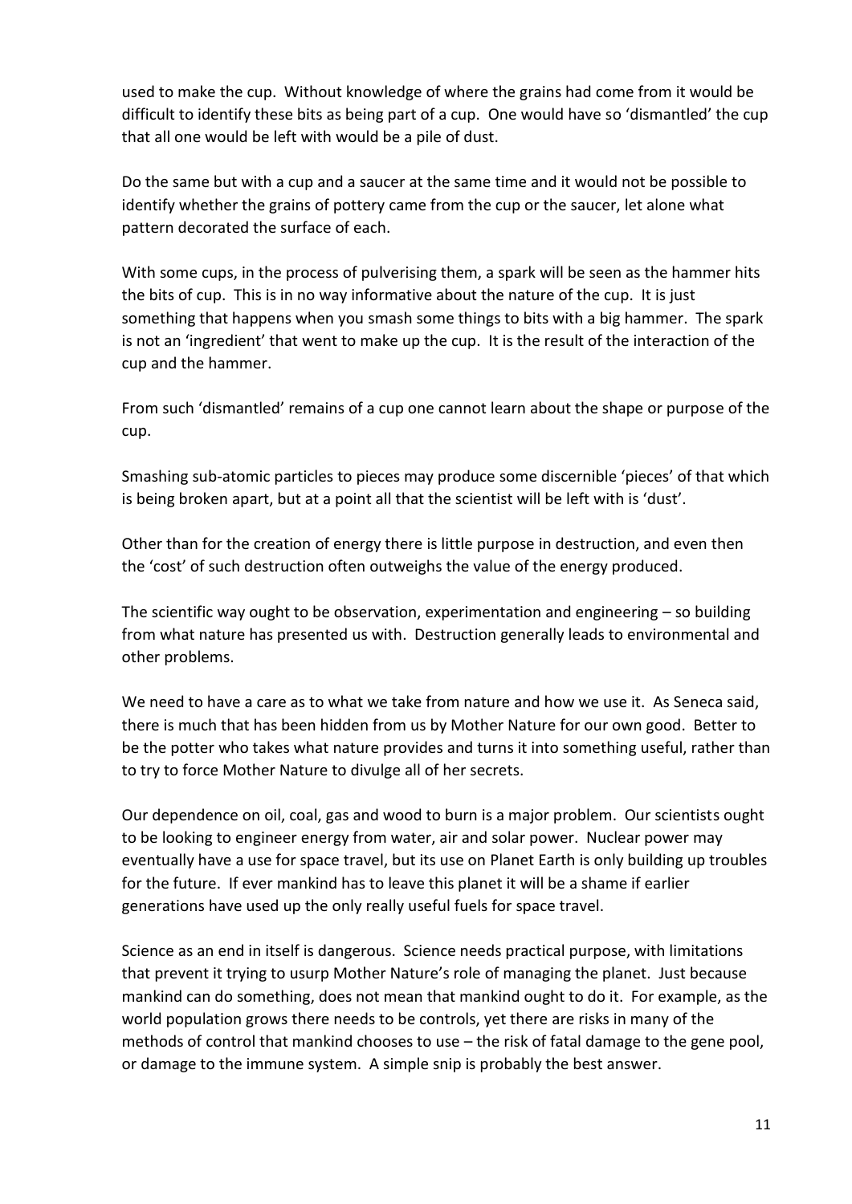used to make the cup. Without knowledge of where the grains had come from it would be difficult to identify these bits as being part of a cup. One would have so 'dismantled' the cup that all one would be left with would be a pile of dust.

Do the same but with a cup and a saucer at the same time and it would not be possible to identify whether the grains of pottery came from the cup or the saucer, let alone what pattern decorated the surface of each.

With some cups, in the process of pulverising them, a spark will be seen as the hammer hits the bits of cup. This is in no way informative about the nature of the cup. It is just something that happens when you smash some things to bits with a big hammer. The spark is not an 'ingredient' that went to make up the cup. It is the result of the interaction of the cup and the hammer.

From such 'dismantled' remains of a cup one cannot learn about the shape or purpose of the cup.

Smashing sub-atomic particles to pieces may produce some discernible 'pieces' of that which is being broken apart, but at a point all that the scientist will be left with is 'dust'.

Other than for the creation of energy there is little purpose in destruction, and even then the 'cost' of such destruction often outweighs the value of the energy produced.

The scientific way ought to be observation, experimentation and engineering – so building from what nature has presented us with. Destruction generally leads to environmental and other problems.

We need to have a care as to what we take from nature and how we use it. As Seneca said, there is much that has been hidden from us by Mother Nature for our own good. Better to be the potter who takes what nature provides and turns it into something useful, rather than to try to force Mother Nature to divulge all of her secrets.

Our dependence on oil, coal, gas and wood to burn is a major problem. Our scientists ought to be looking to engineer energy from water, air and solar power. Nuclear power may eventually have a use for space travel, but its use on Planet Earth is only building up troubles for the future. If ever mankind has to leave this planet it will be a shame if earlier generations have used up the only really useful fuels for space travel.

Science as an end in itself is dangerous. Science needs practical purpose, with limitations that prevent it trying to usurp Mother Nature's role of managing the planet. Just because mankind can do something, does not mean that mankind ought to do it. For example, as the world population grows there needs to be controls, yet there are risks in many of the methods of control that mankind chooses to use – the risk of fatal damage to the gene pool, or damage to the immune system. A simple snip is probably the best answer.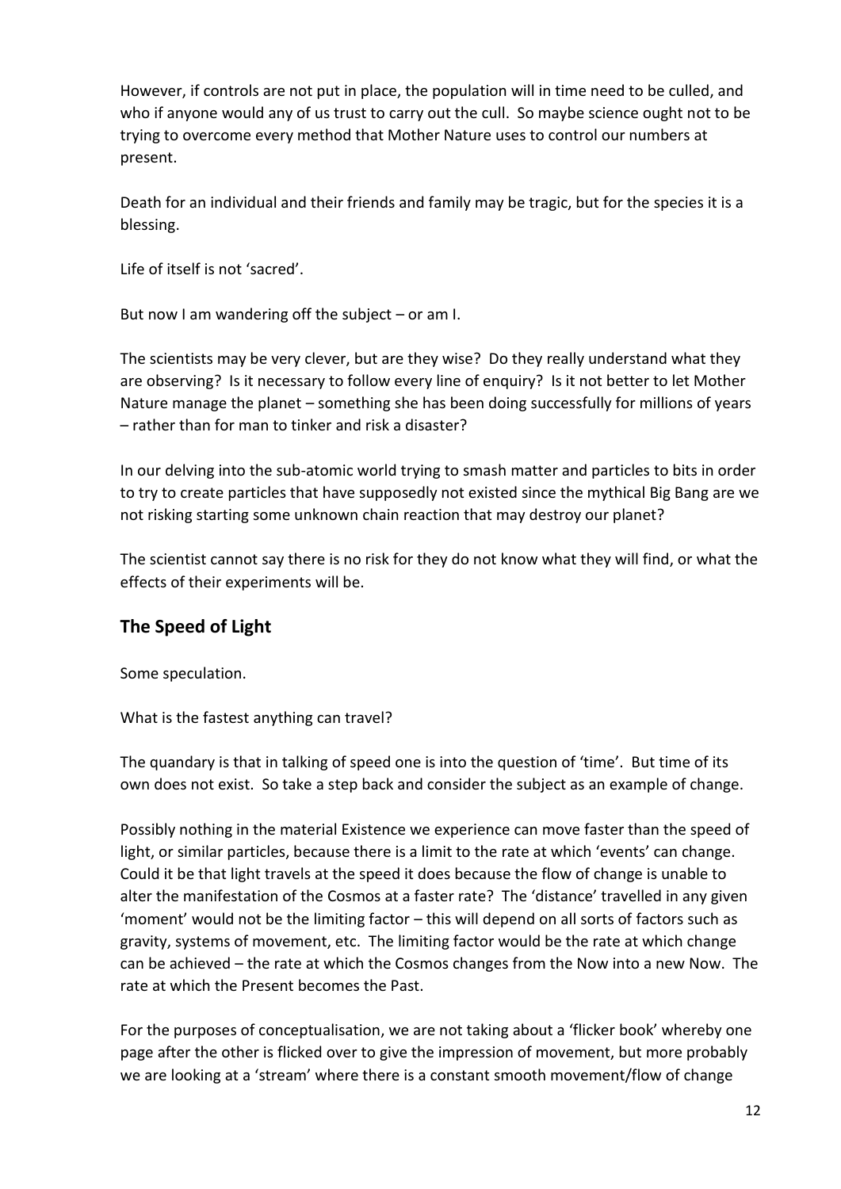However, if controls are not put in place, the population will in time need to be culled, and who if anyone would any of us trust to carry out the cull. So maybe science ought not to be trying to overcome every method that Mother Nature uses to control our numbers at present.

Death for an individual and their friends and family may be tragic, but for the species it is a blessing.

Life of itself is not 'sacred'.

But now I am wandering off the subject – or am I.

The scientists may be very clever, but are they wise? Do they really understand what they are observing? Is it necessary to follow every line of enquiry? Is it not better to let Mother Nature manage the planet – something she has been doing successfully for millions of years – rather than for man to tinker and risk a disaster?

In our delving into the sub-atomic world trying to smash matter and particles to bits in order to try to create particles that have supposedly not existed since the mythical Big Bang are we not risking starting some unknown chain reaction that may destroy our planet?

The scientist cannot say there is no risk for they do not know what they will find, or what the effects of their experiments will be.

## The Speed of Light

Some speculation.

What is the fastest anything can travel?

The quandary is that in talking of speed one is into the question of 'time'. But time of its own does not exist. So take a step back and consider the subject as an example of change.

Possibly nothing in the material Existence we experience can move faster than the speed of light, or similar particles, because there is a limit to the rate at which 'events' can change. Could it be that light travels at the speed it does because the flow of change is unable to alter the manifestation of the Cosmos at a faster rate? The 'distance' travelled in any given 'moment' would not be the limiting factor – this will depend on all sorts of factors such as gravity, systems of movement, etc. The limiting factor would be the rate at which change can be achieved – the rate at which the Cosmos changes from the Now into a new Now. The rate at which the Present becomes the Past.

For the purposes of conceptualisation, we are not taking about a 'flicker book' whereby one page after the other is flicked over to give the impression of movement, but more probably we are looking at a 'stream' where there is a constant smooth movement/flow of change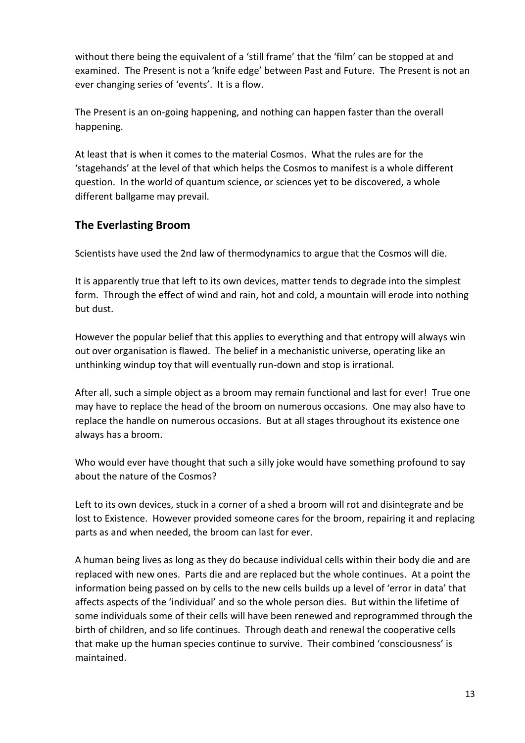without there being the equivalent of a 'still frame' that the 'film' can be stopped at and examined. The Present is not a 'knife edge' between Past and Future. The Present is not an ever changing series of 'events'. It is a flow.

The Present is an on-going happening, and nothing can happen faster than the overall happening.

At least that is when it comes to the material Cosmos. What the rules are for the 'stagehands' at the level of that which helps the Cosmos to manifest is a whole different question. In the world of quantum science, or sciences yet to be discovered, a whole different ballgame may prevail.

## The Everlasting Broom

Scientists have used the 2nd law of thermodynamics to argue that the Cosmos will die.

It is apparently true that left to its own devices, matter tends to degrade into the simplest form. Through the effect of wind and rain, hot and cold, a mountain will erode into nothing but dust.

However the popular belief that this applies to everything and that entropy will always win out over organisation is flawed. The belief in a mechanistic universe, operating like an unthinking windup toy that will eventually run-down and stop is irrational.

After all, such a simple object as a broom may remain functional and last for ever! True one may have to replace the head of the broom on numerous occasions. One may also have to replace the handle on numerous occasions. But at all stages throughout its existence one always has a broom.

Who would ever have thought that such a silly joke would have something profound to say about the nature of the Cosmos?

Left to its own devices, stuck in a corner of a shed a broom will rot and disintegrate and be lost to Existence. However provided someone cares for the broom, repairing it and replacing parts as and when needed, the broom can last for ever.

A human being lives as long as they do because individual cells within their body die and are replaced with new ones. Parts die and are replaced but the whole continues. At a point the information being passed on by cells to the new cells builds up a level of 'error in data' that affects aspects of the 'individual' and so the whole person dies. But within the lifetime of some individuals some of their cells will have been renewed and reprogrammed through the birth of children, and so life continues. Through death and renewal the cooperative cells that make up the human species continue to survive. Their combined 'consciousness' is maintained.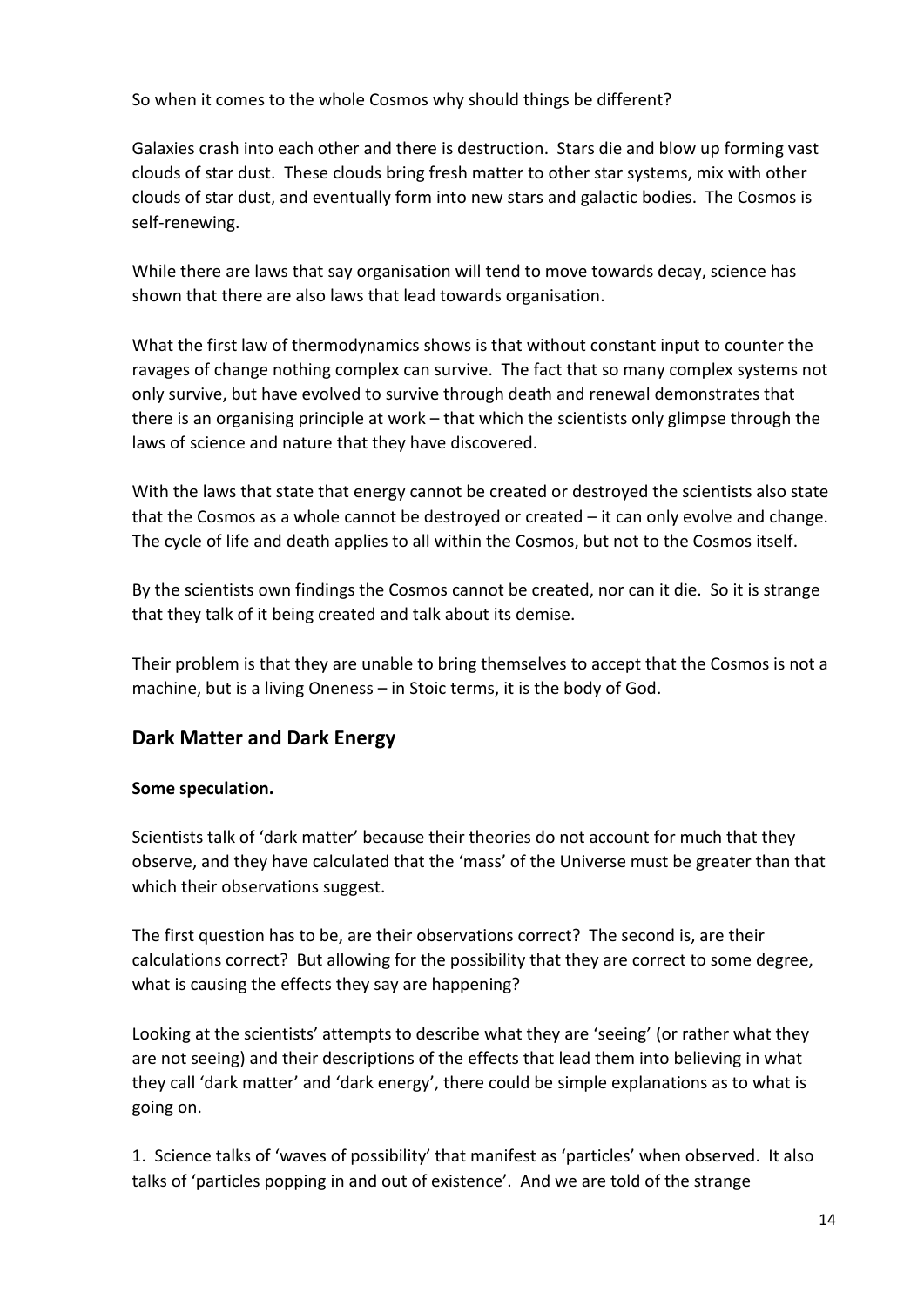So when it comes to the whole Cosmos why should things be different?

Galaxies crash into each other and there is destruction. Stars die and blow up forming vast clouds of star dust. These clouds bring fresh matter to other star systems, mix with other clouds of star dust, and eventually form into new stars and galactic bodies. The Cosmos is self-renewing.

While there are laws that say organisation will tend to move towards decay, science has shown that there are also laws that lead towards organisation.

What the first law of thermodynamics shows is that without constant input to counter the ravages of change nothing complex can survive. The fact that so many complex systems not only survive, but have evolved to survive through death and renewal demonstrates that there is an organising principle at work – that which the scientists only glimpse through the laws of science and nature that they have discovered.

With the laws that state that energy cannot be created or destroyed the scientists also state that the Cosmos as a whole cannot be destroyed or created – it can only evolve and change. The cycle of life and death applies to all within the Cosmos, but not to the Cosmos itself.

By the scientists own findings the Cosmos cannot be created, nor can it die. So it is strange that they talk of it being created and talk about its demise.

Their problem is that they are unable to bring themselves to accept that the Cosmos is not a machine, but is a living Oneness – in Stoic terms, it is the body of God.

## Dark Matter and Dark Energy

**Some speculation.**

Scientists talk of 'dark matter' because their theories do not account for much that they observe, and they have calculated that the 'mass' of the Universe must be greater than that which their observations suggest.

The first question has to be, are their observations correct? The second is, are their calculations correct? But allowing for the possibility that they are correct to some degree, what is causing the effects they say are happening?

Looking at the scientists' attempts to describe what they are 'seeing' (or rather what they are not seeing) and their descriptions of the effects that lead them into believing in what they call 'dark matter' and 'dark energy', there could be simple explanations as to what is going on.

1. Science talks of 'waves of possibility' that manifest as 'particles' when observed. It also talks of 'particles popping in and out of existence'. And we are told of the strange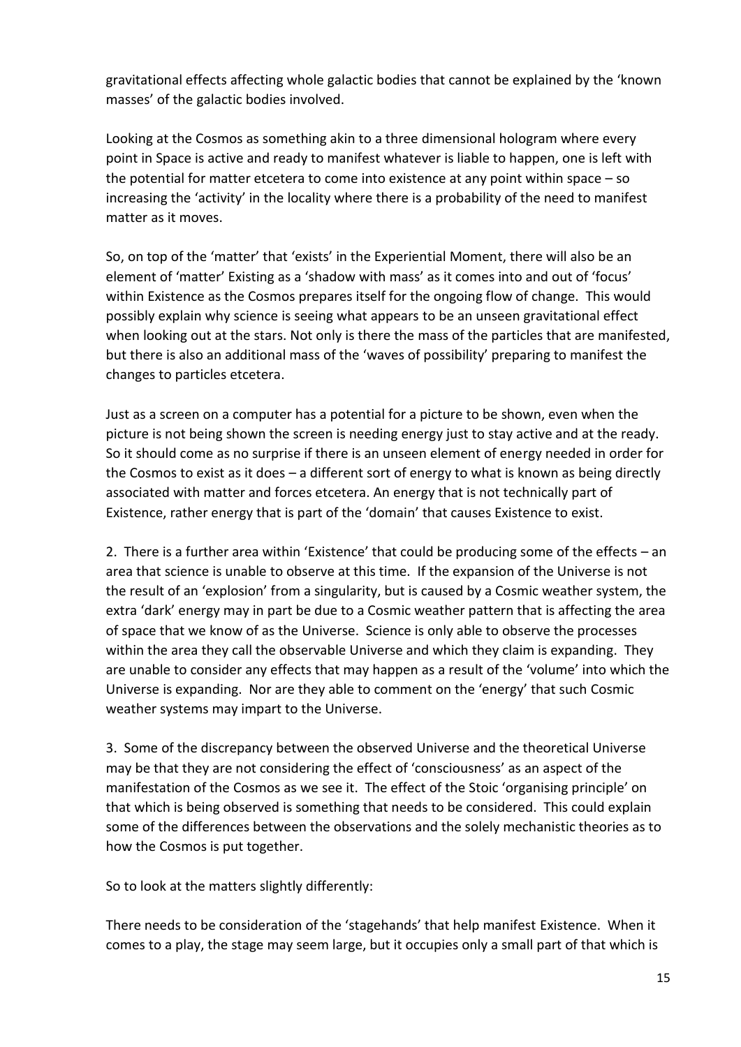gravitational effects affecting whole galactic bodies that cannot be explained by the 'known masses' of the galactic bodies involved.

Looking at the Cosmos as something akin to a three dimensional hologram where every point in Space is active and ready to manifest whatever is liable to happen, one is left with the potential for matter etcetera to come into existence at any point within space – so increasing the 'activity' in the locality where there is a probability of the need to manifest matter as it moves.

So, on top of the 'matter' that 'exists' in the Experiential Moment, there will also be an element of 'matter' Existing as a 'shadow with mass' as it comes into and out of 'focus' within Existence as the Cosmos prepares itself for the ongoing flow of change. This would possibly explain why science is seeing what appears to be an unseen gravitational effect when looking out at the stars. Not only is there the mass of the particles that are manifested, but there is also an additional mass of the 'waves of possibility' preparing to manifest the changes to particles etcetera.

Just as a screen on a computer has a potential for a picture to be shown, even when the picture is not being shown the screen is needing energy just to stay active and at the ready. So it should come as no surprise if there is an unseen element of energy needed in order for the Cosmos to exist as it does – a different sort of energy to what is known as being directly associated with matter and forces etcetera. An energy that is not technically part of Existence, rather energy that is part of the 'domain' that causes Existence to exist.

2. There is a further area within 'Existence' that could be producing some of the effects – an area that science is unable to observe at this time. If the expansion of the Universe is not the result of an 'explosion' from a singularity, but is caused by a Cosmic weather system, the extra 'dark' energy may in part be due to a Cosmic weather pattern that is affecting the area of space that we know of as the Universe. Science is only able to observe the processes within the area they call the observable Universe and which they claim is expanding. They are unable to consider any effects that may happen as a result of the 'volume' into which the Universe is expanding. Nor are they able to comment on the 'energy' that such Cosmic weather systems may impart to the Universe.

3. Some of the discrepancy between the observed Universe and the theoretical Universe may be that they are not considering the effect of 'consciousness' as an aspect of the manifestation of the Cosmos as we see it. The effect of the Stoic 'organising principle' on that which is being observed is something that needs to be considered. This could explain some of the differences between the observations and the solely mechanistic theories as to how the Cosmos is put together.

So to look at the matters slightly differently:

There needs to be consideration of the 'stagehands' that help manifest Existence. When it comes to a play, the stage may seem large, but it occupies only a small part of that which is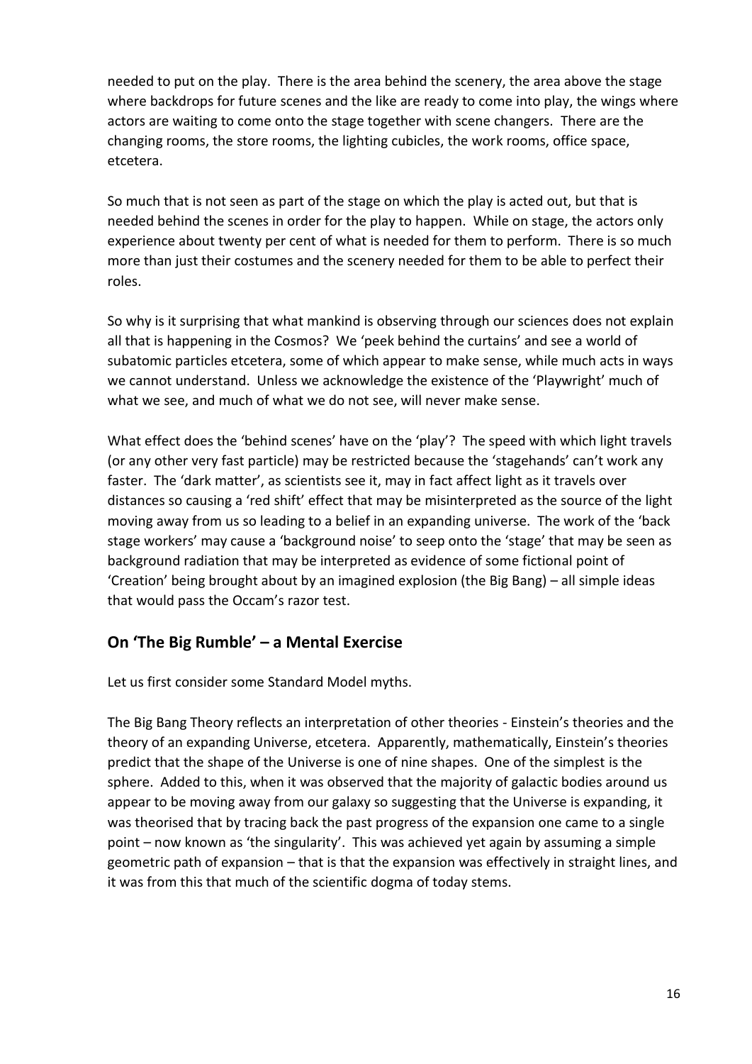needed to put on the play. There is the area behind the scenery, the area above the stage where backdrops for future scenes and the like are ready to come into play, the wings where actors are waiting to come onto the stage together with scene changers. There are the changing rooms, the store rooms, the lighting cubicles, the work rooms, office space, etcetera.

So much that is not seen as part of the stage on which the play is acted out, but that is needed behind the scenes in order for the play to happen. While on stage, the actors only experience about twenty per cent of what is needed for them to perform. There is so much more than just their costumes and the scenery needed for them to be able to perfect their roles.

So why is it surprising that what mankind is observing through our sciences does not explain all that is happening in the Cosmos? We 'peek behind the curtains' and see a world of subatomic particles etcetera, some of which appear to make sense, while much acts in ways we cannot understand. Unless we acknowledge the existence of the 'Playwright' much of what we see, and much of what we do not see, will never make sense.

What effect does the 'behind scenes' have on the 'play'? The speed with which light travels (or any other very fast particle) may be restricted because the 'stagehands' can't work any faster. The 'dark matter', as scientists see it, may in fact affect light as it travels over distances so causing a 'red shift' effect that may be misinterpreted as the source of the light moving away from us so leading to a belief in an expanding universe. The work of the 'back stage workers' may cause a 'background noise' to seep onto the 'stage' that may be seen as background radiation that may be interpreted as evidence of some fictional point of 'Creation' being brought about by an imagined explosion (the Big Bang) – all simple ideas that would pass the Occam's razor test.

## On 'The Big Rumble' – a Mental Exercise

Let us first consider some Standard Model myths.

The Big Bang Theory reflects an interpretation of other theories - Einstein's theories and the theory of an expanding Universe, etcetera. Apparently, mathematically, Einstein's theories predict that the shape of the Universe is one of nine shapes. One of the simplest is the sphere. Added to this, when it was observed that the majority of galactic bodies around us appear to be moving away from our galaxy so suggesting that the Universe is expanding, it was theorised that by tracing back the past progress of the expansion one came to a single point – now known as 'the singularity'. This was achieved yet again by assuming a simple geometric path of expansion – that is that the expansion was effectively in straight lines, and it was from this that much of the scientific dogma of today stems.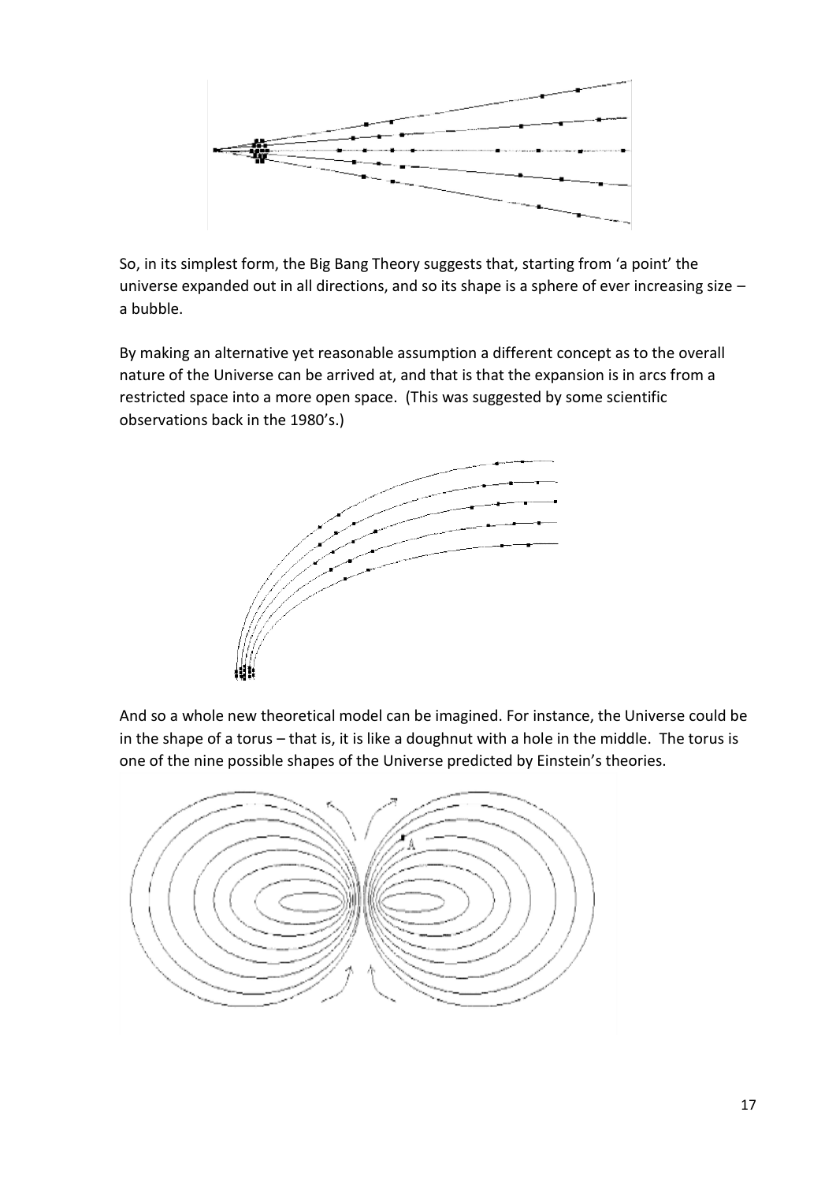So, in its simplest form, the Big Bang Theory suggests that, starting from 'a point' the universe expanded out in all directions, and so its shape is a sphere of ever increasing size – a bubble.

By making an alternative yet reasonable assumption a different concept as to the overall nature of the Universe can be arrived at, and that is that the expansion is in arcs from a restricted space into a more open space. (This was suggested by some scientific observations back in the 1980's.)

And so a whole new theoretical model can be imagined. For instance, the Universe could be in the shape of a torus – that is, it is like a doughnut with a hole in the middle. The torus is one of the nine possible shapes of the Universe predicted by Einstein's theories.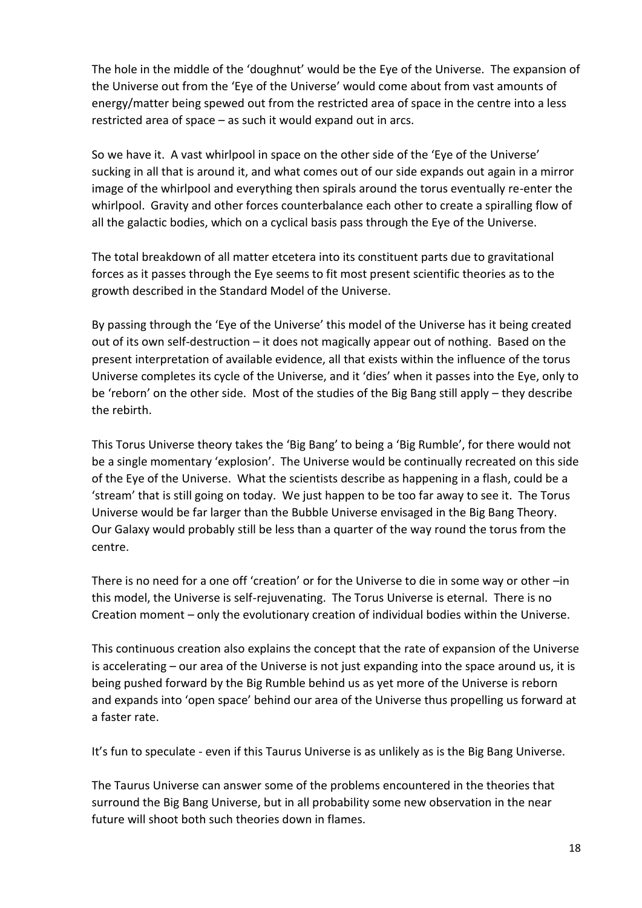The hole in the middle of the 'doughnut' would be the Eye of the Universe. The expansion of the Universe out from the 'Eye of the Universe' would come about from vast amounts of energy/matter being spewed out from the restricted area of space in the centre into a less restricted area of space – as such it would expand out in arcs.

So we have it. A vast whirlpool in space on the other side of the 'Eye of the Universe' sucking in all that is around it, and what comes out of our side expands out again in a mirror image of the whirlpool and everything then spirals around the torus eventually re-enter the whirlpool. Gravity and other forces counterbalance each other to create a spiralling flow of all the galactic bodies, which on a cyclical basis pass through the Eye of the Universe.

The total breakdown of all matter etcetera into its constituent parts due to gravitational forces as it passes through the Eye seems to fit most present scientific theories as to the growth described in the Standard Model of the Universe.

By passing through the 'Eye of the Universe' this model of the Universe has it being created out of its own self-destruction – it does not magically appear out of nothing. Based on the present interpretation of available evidence, all that exists within the influence of the torus Universe completes its cycle of the Universe, and it 'dies' when it passes into the Eye, only to be 'reborn' on the other side. Most of the studies of the Big Bang still apply – they describe the rebirth.

This Torus Universe theory takes the 'Big Bang' to being a 'Big Rumble', for there would not be a single momentary 'explosion'. The Universe would be continually recreated on this side of the Eye of the Universe. What the scientists describe as happening in a flash, could be a 'stream' that is still going on today. We just happen to be too far away to see it. The Torus Universe would be far larger than the Bubble Universe envisaged in the Big Bang Theory. Our Galaxy would probably still be less than a quarter of the way round the torus from the centre.

There is no need for a one off 'creation' or for the Universe to die in some way or other –in this model, the Universe is self-rejuvenating. The Torus Universe is eternal. There is no Creation moment – only the evolutionary creation of individual bodies within the Universe.

This continuous creation also explains the concept that the rate of expansion of the Universe is accelerating – our area of the Universe is not just expanding into the space around us, it is being pushed forward by the Big Rumble behind us as yet more of the Universe is reborn and expands into 'open space' behind our area of the Universe thus propelling us forward at a faster rate.

It's fun to speculate - even if this Taurus Universe is as unlikely as is the Big Bang Universe.

The Taurus Universe can answer some of the problems encountered in the theories that surround the Big Bang Universe, but in all probability some new observation in the near future will shoot both such theories down in flames.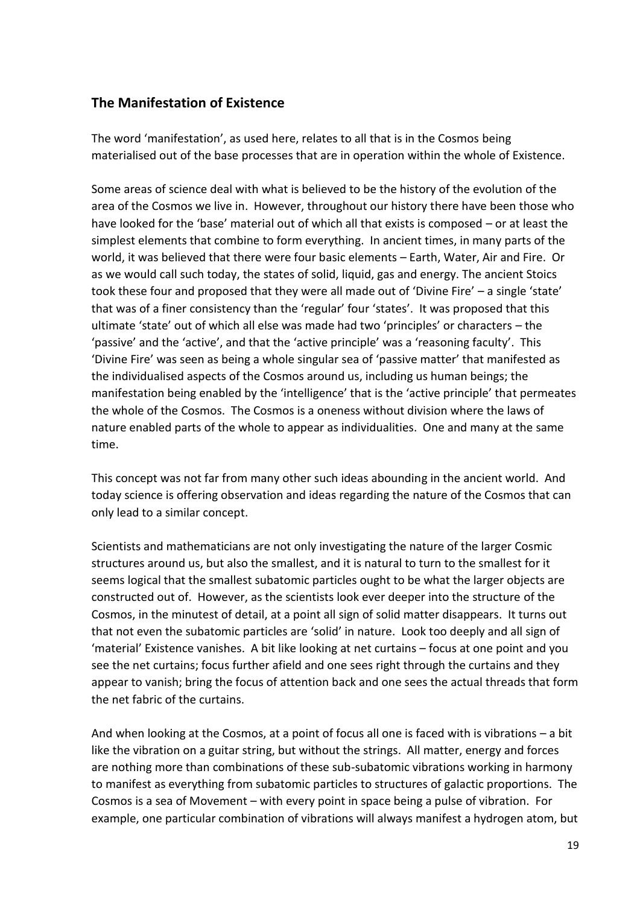## The Manifestation of Existence

The word 'manifestation', as used here, relates to all that is in the Cosmos being materialised out of the base processes that are in operation within the whole of Existence.

Some areas of science deal with what is believed to be the history of the evolution of the area of the Cosmos we live in. However, throughout our history there have been those who have looked for the 'base' material out of which all that exists is composed – or at least the simplest elements that combine to form everything. In ancient times, in many parts of the world, it was believed that there were four basic elements – Earth, Water, Air and Fire. Or as we would call such today, the states of solid, liquid, gas and energy. The ancient Stoics took these four and proposed that they were all made out of 'Divine Fire' – a single 'state' that was of a finer consistency than the 'regular' four 'states'. It was proposed that this ultimate 'state' out of which all else was made had two 'principles' or characters – the 'passive' and the 'active', and that the 'active principle' was a 'reasoning faculty'. This 'Divine Fire' was seen as being a whole singular sea of 'passive matter' that manifested as the individualised aspects of the Cosmos around us, including us human beings; the manifestation being enabled by the 'intelligence' that is the 'active principle' that permeates the whole of the Cosmos. The Cosmos is a oneness without division where the laws of nature enabled parts of the whole to appear as individualities. One and many at the same time.

This concept was not far from many other such ideas abounding in the ancient world. And today science is offering observation and ideas regarding the nature of the Cosmos that can only lead to a similar concept.

Scientists and mathematicians are not only investigating the nature of the larger Cosmic structures around us, but also the smallest, and it is natural to turn to the smallest for it seems logical that the smallest subatomic particles ought to be what the larger objects are constructed out of. However, as the scientists look ever deeper into the structure of the Cosmos, in the minutest of detail, at a point all sign of solid matter disappears. It turns out that not even the subatomic particles are 'solid' in nature. Look too deeply and all sign of 'material' Existence vanishes. A bit like looking at net curtains – focus at one point and you see the net curtains; focus further afield and one sees right through the curtains and they appear to vanish; bring the focus of attention back and one sees the actual threads that form the net fabric of the curtains.

And when looking at the Cosmos, at a point of focus all one is faced with is vibrations – a bit like the vibration on a guitar string, but without the strings. All matter, energy and forces are nothing more than combinations of these sub-subatomic vibrations working in harmony to manifest as everything from subatomic particles to structures of galactic proportions. The Cosmos is a sea of Movement – with every point in space being a pulse of vibration. For example, one particular combination of vibrations will always manifest a hydrogen atom, but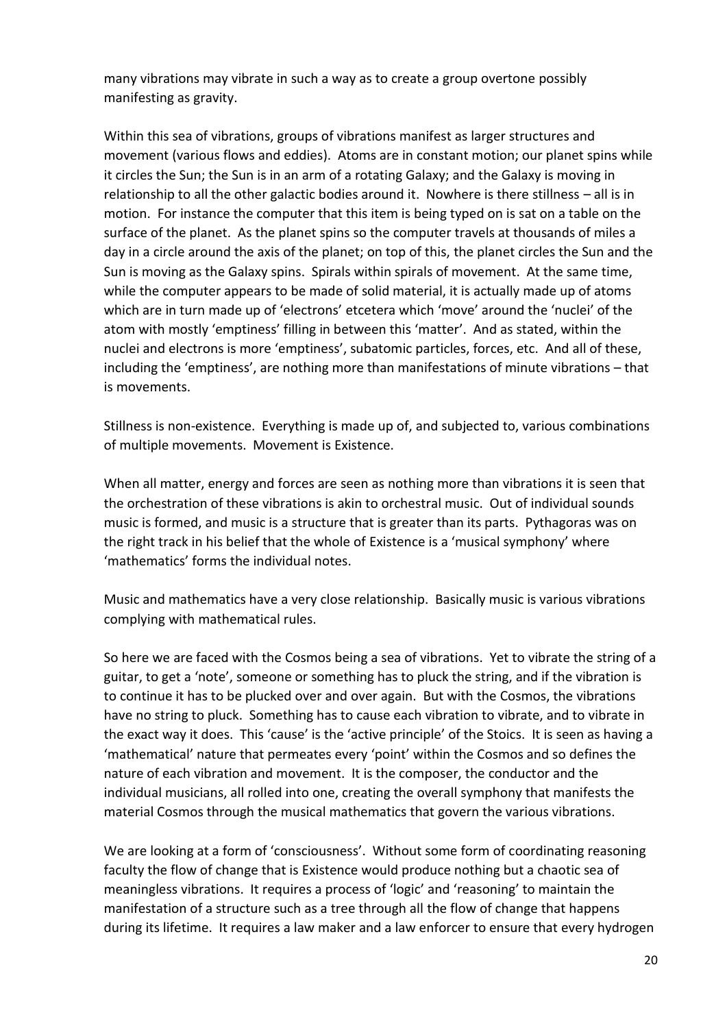many vibrations may vibrate in such a way as to create a group overtone possibly manifesting as gravity.

Within this sea of vibrations, groups of vibrations manifest as larger structures and movement (various flows and eddies). Atoms are in constant motion; our planet spins while it circles the Sun; the Sun is in an arm of a rotating Galaxy; and the Galaxy is moving in relationship to all the other galactic bodies around it. Nowhere is there stillness – all is in motion. For instance the computer that this item is being typed on is sat on a table on the surface of the planet. As the planet spins so the computer travels at thousands of miles a day in a circle around the axis of the planet; on top of this, the planet circles the Sun and the Sun is moving as the Galaxy spins. Spirals within spirals of movement. At the same time, while the computer appears to be made of solid material, it is actually made up of atoms which are in turn made up of 'electrons' etcetera which 'move' around the 'nuclei' of the atom with mostly 'emptiness' filling in between this 'matter'. And as stated, within the nuclei and electrons is more 'emptiness', subatomic particles, forces, etc. And all of these, including the 'emptiness', are nothing more than manifestations of minute vibrations – that is movements.

Stillness is non-existence. Everything is made up of, and subjected to, various combinations of multiple movements. Movement is Existence.

When all matter, energy and forces are seen as nothing more than vibrations it is seen that the orchestration of these vibrations is akin to orchestral music. Out of individual sounds music is formed, and music is a structure that is greater than its parts. Pythagoras was on the right track in his belief that the whole of Existence is a 'musical symphony' where 'mathematics' forms the individual notes.

Music and mathematics have a very close relationship. Basically music is various vibrations complying with mathematical rules.

So here we are faced with the Cosmos being a sea of vibrations. Yet to vibrate the string of a guitar, to get a 'note', someone or something has to pluck the string, and if the vibration is to continue it has to be plucked over and over again. But with the Cosmos, the vibrations have no string to pluck. Something has to cause each vibration to vibrate, and to vibrate in the exact way it does. This 'cause' is the 'active principle' of the Stoics. It is seen as having a 'mathematical' nature that permeates every 'point' within the Cosmos and so defines the nature of each vibration and movement. It is the composer, the conductor and the individual musicians, all rolled into one, creating the overall symphony that manifests the material Cosmos through the musical mathematics that govern the various vibrations.

We are looking at a form of 'consciousness'. Without some form of coordinating reasoning faculty the flow of change that is Existence would produce nothing but a chaotic sea of meaningless vibrations. It requires a process of 'logic' and 'reasoning' to maintain the manifestation of a structure such as a tree through all the flow of change that happens during its lifetime. It requires a law maker and a law enforcer to ensure that every hydrogen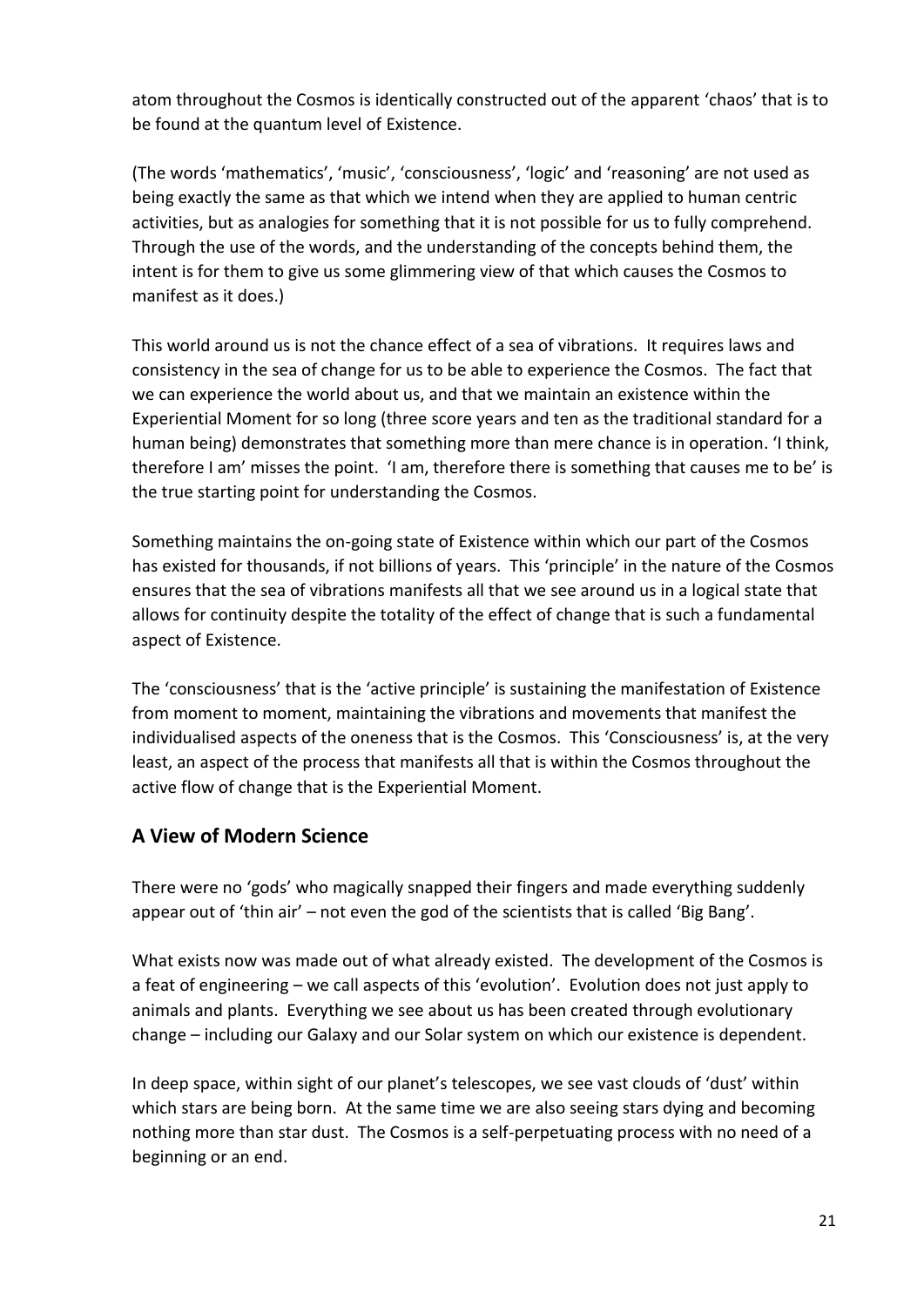atom throughout the Cosmos is identically constructed out of the apparent 'chaos' that is to be found at the quantum level of Existence.

(The words 'mathematics', 'music', 'consciousness', 'logic' and 'reasoning' are not used as being exactly the same as that which we intend when they are applied to human centric activities, but as analogies for something that it is not possible for us to fully comprehend. Through the use of the words, and the understanding of the concepts behind them, the intent is for them to give us some glimmering view of that which causes the Cosmos to manifest as it does.)

This world around us is not the chance effect of a sea of vibrations. It requires laws and consistency in the sea of change for us to be able to experience the Cosmos. The fact that we can experience the world about us, and that we maintain an existence within the Experiential Moment for so long (three score years and ten as the traditional standard for a human being) demonstrates that something more than mere chance is in operation. 'I think, therefore I am' misses the point. 'I am, therefore there is something that causes me to be' is the true starting point for understanding the Cosmos.

Something maintains the on-going state of Existence within which our part of the Cosmos has existed for thousands, if not billions of years. This 'principle' in the nature of the Cosmos ensures that the sea of vibrations manifests all that we see around us in a logical state that allows for continuity despite the totality of the effect of change that is such a fundamental aspect of Existence.

The 'consciousness' that is the 'active principle' is sustaining the manifestation of Existence from moment to moment, maintaining the vibrations and movements that manifest the individualised aspects of the oneness that is the Cosmos. This 'Consciousness' is, at the very least, an aspect of the process that manifests all that is within the Cosmos throughout the active flow of change that is the Experiential Moment.

## A View of Modern Science

There were no 'gods' who magically snapped their fingers and made everything suddenly appear out of 'thin air' – not even the god of the scientists that is called 'Big Bang'.

What exists now was made out of what already existed. The development of the Cosmos is a feat of engineering – we call aspects of this 'evolution'. Evolution does not just apply to animals and plants. Everything we see about us has been created through evolutionary change – including our Galaxy and our Solar system on which our existence is dependent.

In deep space, within sight of our planet's telescopes, we see vast clouds of 'dust' within which stars are being born. At the same time we are also seeing stars dying and becoming nothing more than star dust. The Cosmos is a self-perpetuating process with no need of a beginning or an end.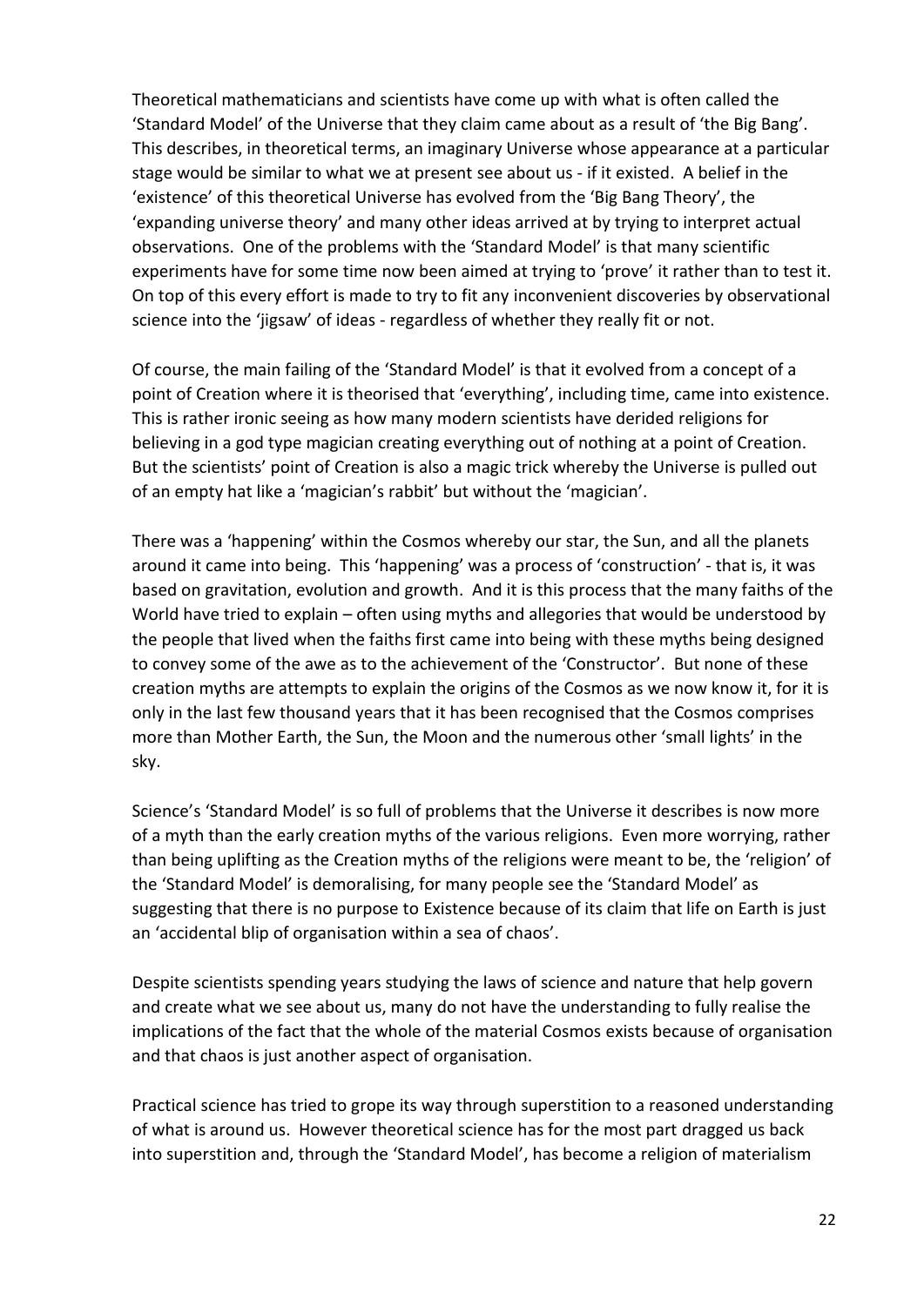Theoretical mathematicians and scientists have come up with what is often called the 'Standard Model' of the Universe that they claim came about as a result of 'the Big Bang'. This describes, in theoretical terms, an imaginary Universe whose appearance at a particular stage would be similar to what we at present see about us - if it existed. A belief in the 'existence' of this theoretical Universe has evolved from the 'Big Bang Theory', the 'expanding universe theory' and many other ideas arrived at by trying to interpret actual observations. One of the problems with the 'Standard Model' is that many scientific experiments have for some time now been aimed at trying to 'prove' it rather than to test it. On top of this every effort is made to try to fit any inconvenient discoveries by observational science into the 'jigsaw' of ideas - regardless of whether they really fit or not.

Of course, the main failing of the 'Standard Model' is that it evolved from a concept of a point of Creation where it is theorised that 'everything', including time, came into existence. This is rather ironic seeing as how many modern scientists have derided religions for believing in a god type magician creating everything out of nothing at a point of Creation. But the scientists' point of Creation is also a magic trick whereby the Universe is pulled out of an empty hat like a 'magician's rabbit' but without the 'magician'.

There was a 'happening' within the Cosmos whereby our star, the Sun, and all the planets around it came into being. This 'happening' was a process of 'construction' - that is, it was based on gravitation, evolution and growth. And it is this process that the many faiths of the World have tried to explain – often using myths and allegories that would be understood by the people that lived when the faiths first came into being with these myths being designed to convey some of the awe as to the achievement of the 'Constructor'. But none of these creation myths are attempts to explain the origins of the Cosmos as we now know it, for it is only in the last few thousand years that it has been recognised that the Cosmos comprises more than Mother Earth, the Sun, the Moon and the numerous other 'small lights' in the sky.

Science's 'Standard Model' is so full of problems that the Universe it describes is now more of a myth than the early creation myths of the various religions. Even more worrying, rather than being uplifting as the Creation myths of the religions were meant to be, the 'religion' of the 'Standard Model' is demoralising, for many people see the 'Standard Model' as suggesting that there is no purpose to Existence because of its claim that life on Earth is just an 'accidental blip of organisation within a sea of chaos'.

Despite scientists spending years studying the laws of science and nature that help govern and create what we see about us, many do not have the understanding to fully realise the implications of the fact that the whole of the material Cosmos exists because of organisation and that chaos is just another aspect of organisation.

Practical science has tried to grope its way through superstition to a reasoned understanding of what is around us. However theoretical science has for the most part dragged us back into superstition and, through the 'Standard Model', has become a religion of materialism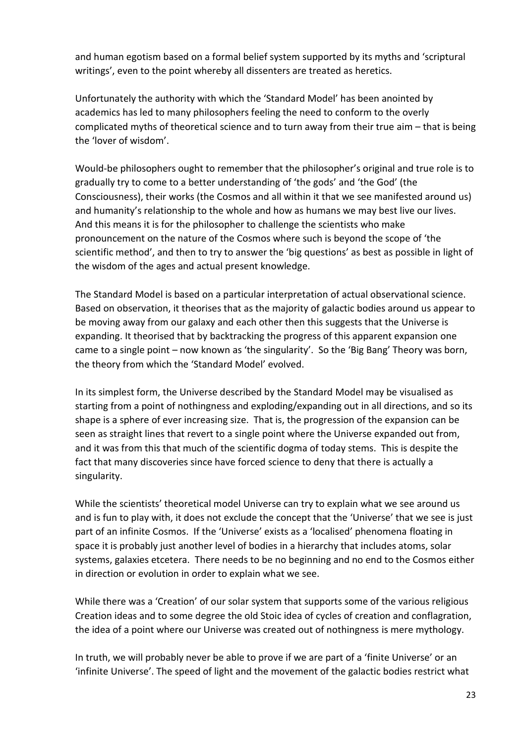and human egotism based on a formal belief system supported by its myths and 'scriptural writings', even to the point whereby all dissenters are treated as heretics.

Unfortunately the authority with which the 'Standard Model' has been anointed by academics has led to many philosophers feeling the need to conform to the overly complicated myths of theoretical science and to turn away from their true aim – that is being the 'lover of wisdom'.

Would-be philosophers ought to remember that the philosopher's original and true role is to gradually try to come to a better understanding of 'the gods' and 'the God' (the Consciousness), their works (the Cosmos and all within it that we see manifested around us) and humanity's relationship to the whole and how as humans we may best live our lives. And this means it is for the philosopher to challenge the scientists who make pronouncement on the nature of the Cosmos where such is beyond the scope of 'the scientific method', and then to try to answer the 'big questions' as best as possible in light of the wisdom of the ages and actual present knowledge.

The Standard Model is based on a particular interpretation of actual observational science. Based on observation, it theorises that as the majority of galactic bodies around us appear to be moving away from our galaxy and each other then this suggests that the Universe is expanding. It theorised that by backtracking the progress of this apparent expansion one came to a single point – now known as 'the singularity'. So the 'Big Bang' Theory was born, the theory from which the 'Standard Model' evolved.

In its simplest form, the Universe described by the Standard Model may be visualised as starting from a point of nothingness and exploding/expanding out in all directions, and so its shape is a sphere of ever increasing size. That is, the progression of the expansion can be seen as straight lines that revert to a single point where the Universe expanded out from, and it was from this that much of the scientific dogma of today stems. This is despite the fact that many discoveries since have forced science to deny that there is actually a singularity.

While the scientists' theoretical model Universe can try to explain what we see around us and is fun to play with, it does not exclude the concept that the 'Universe' that we see is just part of an infinite Cosmos. If the 'Universe' exists as a 'localised' phenomena floating in space it is probably just another level of bodies in a hierarchy that includes atoms, solar systems, galaxies etcetera. There needs to be no beginning and no end to the Cosmos either in direction or evolution in order to explain what we see.

While there was a 'Creation' of our solar system that supports some of the various religious Creation ideas and to some degree the old Stoic idea of cycles of creation and conflagration, the idea of a point where our Universe was created out of nothingness is mere mythology.

In truth, we will probably never be able to prove if we are part of a 'finite Universe' or an 'infinite Universe'. The speed of light and the movement of the galactic bodies restrict what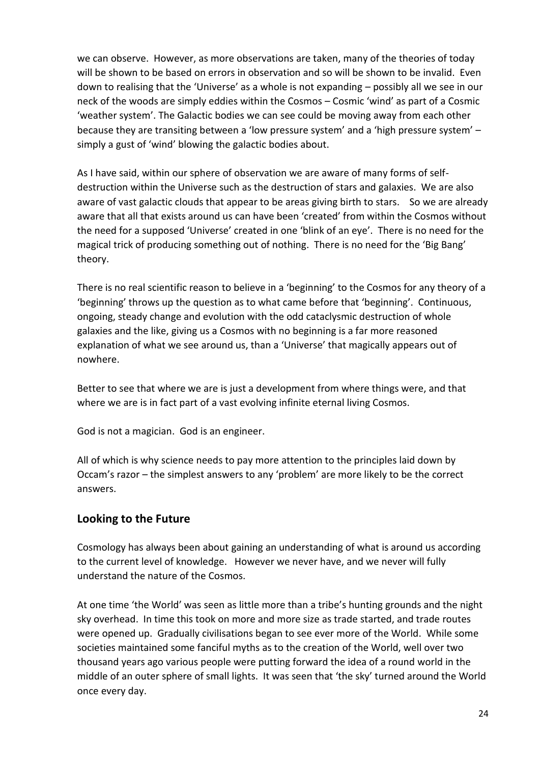we can observe. However, as more observations are taken, many of the theories of today will be shown to be based on errors in observation and so will be shown to be invalid. Even down to realising that the 'Universe' as a whole is not expanding – possibly all we see in our neck of the woods are simply eddies within the Cosmos – Cosmic 'wind' as part of a Cosmic 'weather system'. The Galactic bodies we can see could be moving away from each other because they are transiting between a 'low pressure system' and a 'high pressure system' – simply a gust of 'wind' blowing the galactic bodies about.

As I have said, within our sphere of observation we are aware of many forms of self-destruction within the Universe such as the destruction of stars and galaxies. We are also aware of vast galactic clouds that appear to be areas giving birth to stars. So we are already aware that all that exists around us can have been 'created' from within the Cosmos without the need for a supposed 'Universe' created in one 'blink of an eye'. There is no need for the magical trick of producing something out of nothing. There is no need for the 'Big Bang' theory.

There is no real scientific reason to believe in a 'beginning' to the Cosmos for any theory of a 'beginning' throws up the question as to what came before that 'beginning'. Continuous, ongoing, steady change and evolution with the odd cataclysmic destruction of whole galaxies and the like, giving us a Cosmos with no beginning is a far more reasoned explanation of what we see around us, than a 'Universe' that magically appears out of nowhere.

Better to see that where we are is just a development from where things were, and that where we are is in fact part of a vast evolving infinite eternal living Cosmos.

God is not a magician. God is an engineer.

All of which is why science needs to pay more attention to the principles laid down by Occam's razor – the simplest answers to any 'problem' are more likely to be the correct answers.

## Looking to the Future

Cosmology has always been about gaining an understanding of what is around us according to the current level of knowledge. However we never have, and we never will fully understand the nature of the Cosmos.

At one time 'the World' was seen as little more than a tribe's hunting grounds and the night sky overhead. In time this took on more and more size as trade started, and trade routes were opened up. Gradually civilisations began to see ever more of the World. While some societies maintained some fanciful myths as to the creation of the World, well over two thousand years ago various people were putting forward the idea of a round world in the middle of an outer sphere of small lights. It was seen that 'the sky' turned around the World once every day.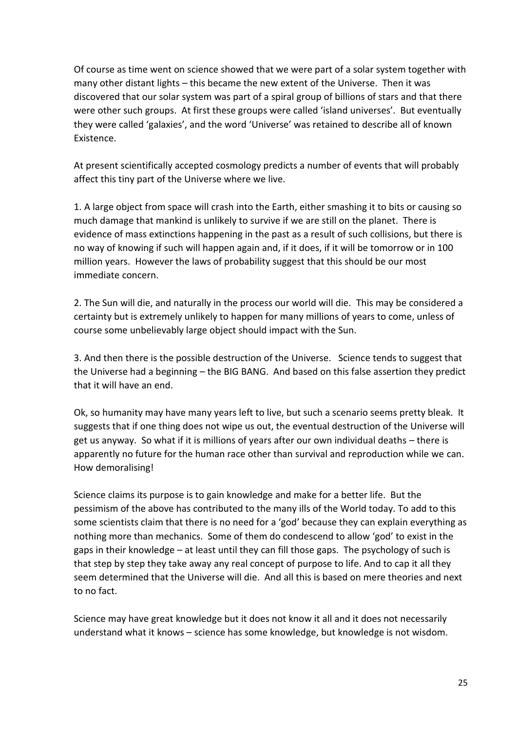Of course as time went on science showed that we were part of a solar system together with many other distant lights – this became the new extent of the Universe. Then it was discovered that our solar system was part of a spiral group of billions of stars and that there were other such groups. At first these groups were called 'island universes'. But eventually they were called 'galaxies', and the word 'Universe' was retained to describe all of known Existence.

At present scientifically accepted cosmology predicts a number of events that will probably affect this tiny part of the Universe where we live.

1. A large object from space will crash into the Earth, either smashing it to bits or causing so much damage that mankind is unlikely to survive if we are still on the planet. There is evidence of mass extinctions happening in the past as a result of such collisions, but there is no way of knowing if such will happen again and, if it does, if it will be tomorrow or in 100 million years. However the laws of probability suggest that this should be our most immediate concern.

2. The Sun will die, and naturally in the process our world will die. This may be considered a certainty but is extremely unlikely to happen for many millions of years to come, unless of course some unbelievably large object should impact with the Sun.

3. And then there is the possible destruction of the Universe. Science tends to suggest that the Universe had a beginning – the BIG BANG. And based on this false assertion they predict that it will have an end.

Ok, so humanity may have many years left to live, but such a scenario seems pretty bleak. It suggests that if one thing does not wipe us out, the eventual destruction of the Universe will get us anyway. So what if it is millions of years after our own individual deaths – there is apparently no future for the human race other than survival and reproduction while we can. How demoralising!

Science claims its purpose is to gain knowledge and make for a better life. But the pessimism of the above has contributed to the many ills of the World today. To add to this some scientists claim that there is no need for a 'god' because they can explain everything as nothing more than mechanics. Some of them do condescend to allow 'god' to exist in the gaps in their knowledge – at least until they can fill those gaps. The psychology of such is that step by step they take away any real concept of purpose to life. And to cap it all they seem determined that the Universe will die. And all this is based on mere theories and next to no fact.

Science may have great knowledge but it does not know it all and it does not necessarily understand what it knows – science has some knowledge, but knowledge is not wisdom.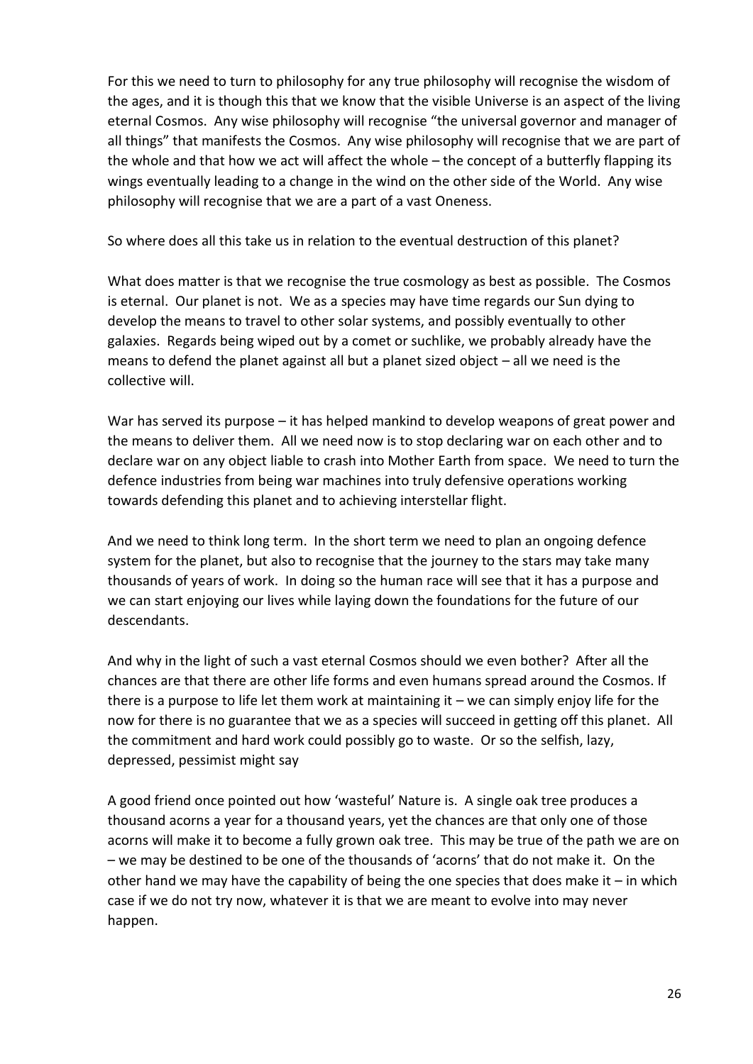For this we need to turn to philosophy for any true philosophy will recognise the wisdom of the ages, and it is though this that we know that the visible Universe is an aspect of the living eternal Cosmos. Any wise philosophy will recognise "the universal governor and manager of all things" that manifests the Cosmos. Any wise philosophy will recognise that we are part of the whole and that how we act will affect the whole – the concept of a butterfly flapping its wings eventually leading to a change in the wind on the other side of the World. Any wise philosophy will recognise that we are a part of a vast Oneness.

So where does all this take us in relation to the eventual destruction of this planet?

What does matter is that we recognise the true cosmology as best as possible. The Cosmos is eternal. Our planet is not. We as a species may have time regards our Sun dying to develop the means to travel to other solar systems, and possibly eventually to other galaxies. Regards being wiped out by a comet or suchlike, we probably already have the means to defend the planet against all but a planet sized object – all we need is the collective will.

War has served its purpose – it has helped mankind to develop weapons of great power and the means to deliver them. All we need now is to stop declaring war on each other and to declare war on any object liable to crash into Mother Earth from space. We need to turn the defence industries from being war machines into truly defensive operations working towards defending this planet and to achieving interstellar flight.

And we need to think long term. In the short term we need to plan an ongoing defence system for the planet, but also to recognise that the journey to the stars may take many thousands of years of work. In doing so the human race will see that it has a purpose and we can start enjoying our lives while laying down the foundations for the future of our descendants.

And why in the light of such a vast eternal Cosmos should we even bother? After all the chances are that there are other life forms and even humans spread around the Cosmos. If there is a purpose to life let them work at maintaining it – we can simply enjoy life for the now for there is no guarantee that we as a species will succeed in getting off this planet. All the commitment and hard work could possibly go to waste. Or so the selfish, lazy, depressed, pessimist might say

A good friend once pointed out how 'wasteful' Nature is. A single oak tree produces a thousand acorns a year for a thousand years, yet the chances are that only one of those acorns will make it to become a fully grown oak tree. This may be true of the path we are on – we may be destined to be one of the thousands of 'acorns' that do not make it. On the other hand we may have the capability of being the one species that does make it – in which case if we do not try now, whatever it is that we are meant to evolve into may never happen.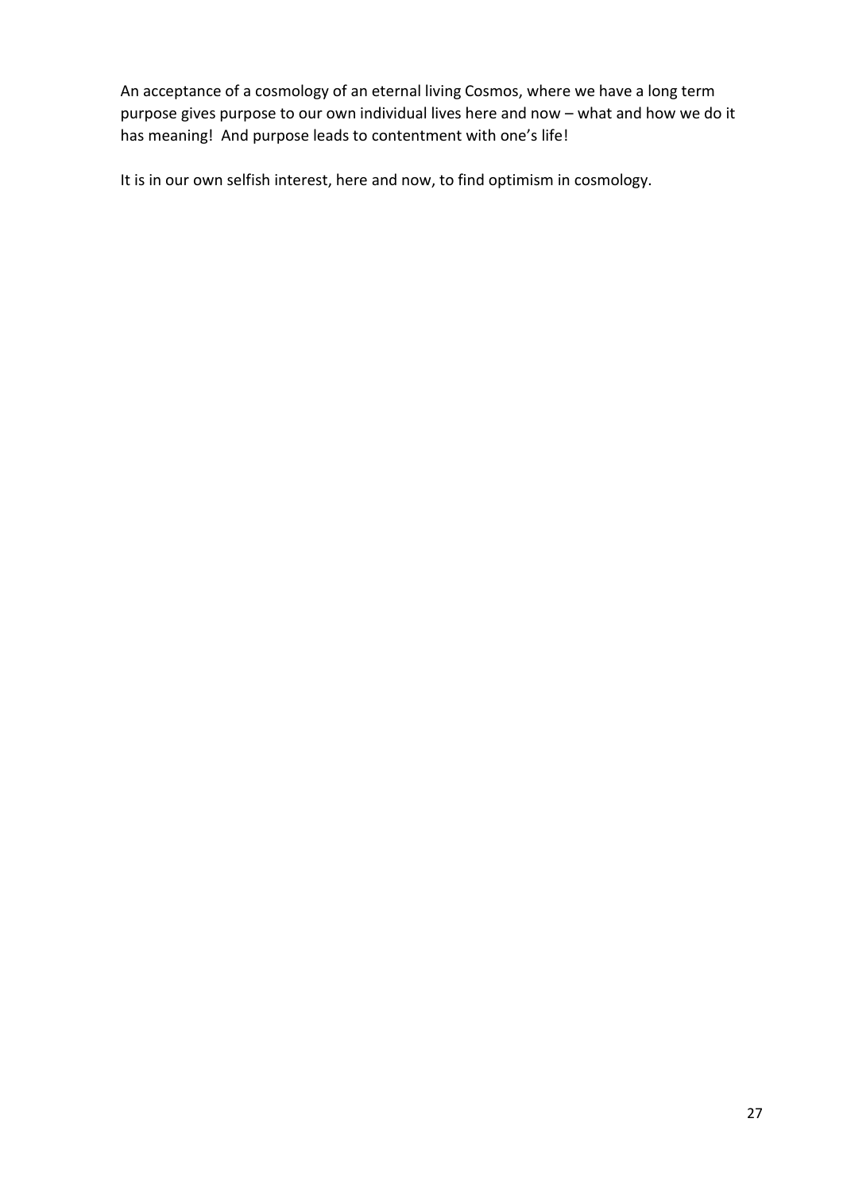An acceptance of a cosmology of an eternal living Cosmos, where we have a long term purpose gives purpose to our own individual lives here and now – what and how we do it has meaning! And purpose leads to contentment with one's life!

It is in our own selfish interest, here and now, to find optimism in cosmology.